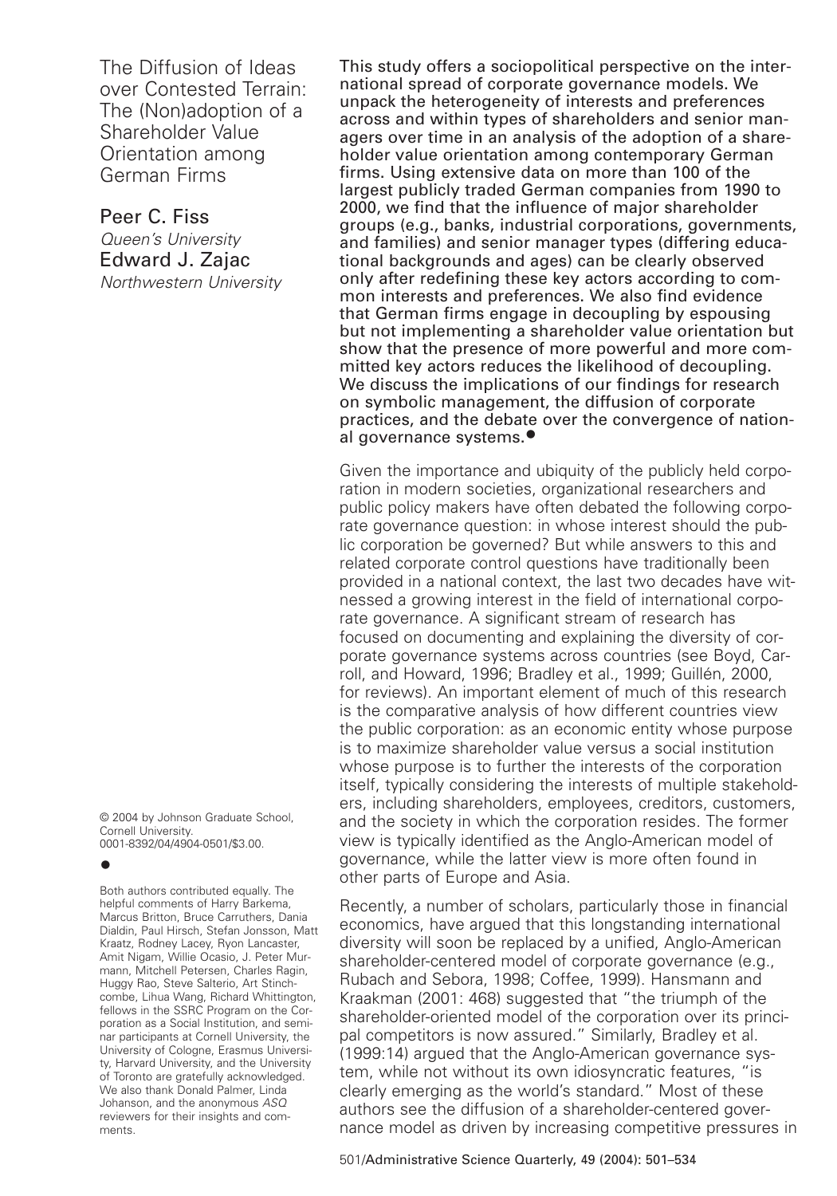# The Diffusion of Ideas over Contested Terrain: The (Non)adoption of a Shareholder Value Orientation among German Firms

**Peter C. Fiss**
*Queen's University*

**Edward J. Zajac**
*Northwestern University*

**This study offers a sociopolitical perspective on the international spread of corporate governance models. We unpack the heterogeneity of interests and preferences across and within types of shareholders and senior managers over time in an analysis of the adoption of a shareholder value orientation among contemporary German firms. Using extensive data on more than 100 of the largest publicly traded German companies from 1990 to 2000, we find that the influence of major shareholder groups (e.g., banks, industrial corporations, governments, and families) and senior manager types (differing educational backgrounds and ages) can be clearly observed only after redefining these key actors according to common interests and preferences. We also find evidence that German firms engage in decoupling by espousing but not implementing a shareholder value orientation but show that the presence of more powerful and more committed key actors reduces the likelihood of decoupling. We discuss the implications of our findings for research on symbolic management, the diffusion of corporate practices, and the debate over the convergence of national governance systems.•**

Given the importance and ubiquity of the publicly held corporation in modern societies, organizational researchers and public policy makers have often debated the following corporate governance question: in whose interest should the public corporation be governed? But while answers to this and related corporate control questions have traditionally been provided in a national context, the last two decades have witnessed a growing interest in the field of international corporate governance. A significant stream of research has focused on documenting and explaining the diversity of corporate governance systems across countries (see Boyd, Carroll, and Howard, 1996; Bradley et al., 1999; Guillén, 2000, for reviews). An important element of much of this research is the comparative analysis of how different countries view the public corporation: as an economic entity whose purpose is to maximize shareholder value versus a social institution whose purpose is to further the interests of the corporation itself, typically considering the interests of multiple stakeholders, including shareholders, employees, creditors, customers, and the society in which the corporation resides. The former view is typically identified as the Anglo-American model of governance, while the latter view is more often found in other parts of Europe and Asia.

Recently, a number of scholars, particularly those in financial economics, have argued that this longstanding international diversity will soon be replaced by a unified, Anglo-American shareholder-centered model of corporate governance (e.g., Rubach and Sebora, 1998; Coffee, 1999). Hansmann and Kraakman (2001: 468) suggested that "the triumph of the shareholder-oriented model of the corporation over its principal competitors is now assured." Similarly, Bradley et al. (1999:14) argued that the Anglo-American governance system, while not without its own idiosyncratic features, "is clearly emerging as the world's standard." Most of these authors see the diffusion of a shareholder-centered governance model as driven by increasing competitive pressures in

© 2004 by Johnson Graduate School, Cornell University.
0001-8392/04/4904-0501/$3.00.

•

Both authors contributed equally. The helpful comments of Harry Barkema, Marcus Britton, Bruce Carruthers, Dania Dialdin, Paul Hirsch, Stefan Jonsson, Matt Kraatz, Rodney Lacey, Ryon Lancaster, Amit Nigam, Willie Ocasio, J. Peter Murmann, Mitchell Petersen, Charles Ragin, Huggy Rao, Steve Salterio, Art Stinchcombe, Lihua Wang, Richard Whittington, fellows in the SSRC Program on the Corporation as a Social Institution, and seminar participants at Cornell University, the University of Cologne, Erasmus University, Harvard University, and the University of Toronto are gratefully acknowledged. We also thank Donald Palmer, Linda Johanson, and the anonymous *ASQ* reviewers for their insights and comments.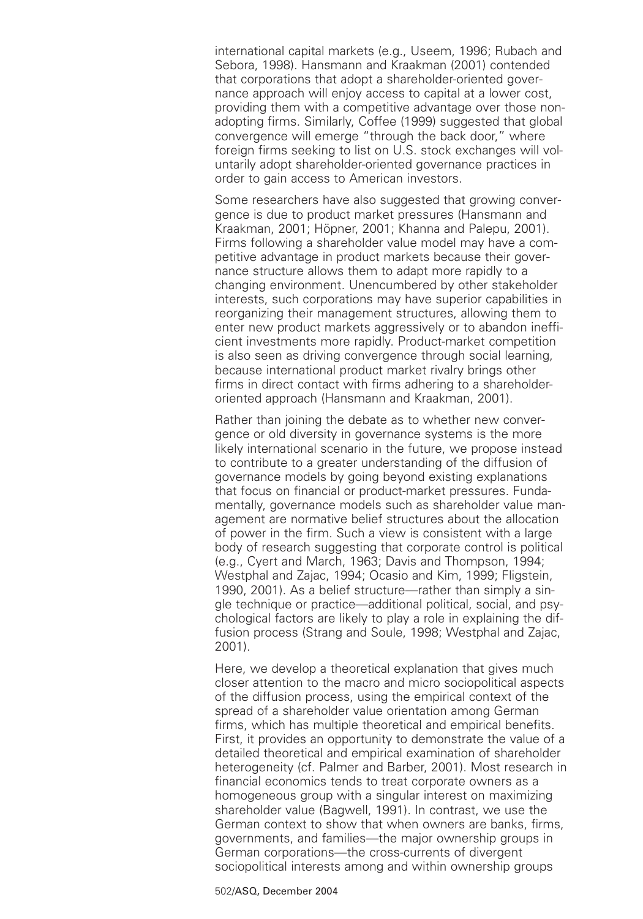international capital markets (e.g., Useem, 1996; Rubach and Sebora, 1998). Hansmann and Kraakman (2001) contended that corporations that adopt a shareholder-oriented governance approach will enjoy access to capital at a lower cost, providing them with a competitive advantage over those nonadopting firms. Similarly, Coffee (1999) suggested that global convergence will emerge "through the back door," where foreign firms seeking to list on U.S. stock exchanges will voluntarily adopt shareholder-oriented governance practices in order to gain access to American investors.

Some researchers have also suggested that growing convergence is due to product market pressures (Hansmann and Kraakman, 2001; Höpner, 2001; Khanna and Palepu, 2001). Firms following a shareholder value model may have a competitive advantage in product markets because their governance structure allows them to adapt more rapidly to a changing environment. Unencumbered by other stakeholder interests, such corporations may have superior capabilities in reorganizing their management structures, allowing them to enter new product markets aggressively or to abandon inefficient investments more rapidly. Product-market competition is also seen as driving convergence through social learning, because international product market rivalry brings other firms in direct contact with firms adhering to a shareholder-oriented approach (Hansmann and Kraakman, 2001).

Rather than joining the debate as to whether new convergence or old diversity in governance systems is the more likely international scenario in the future, we propose instead to contribute to a greater understanding of the diffusion of governance models by going beyond existing explanations that focus on financial or product-market pressures. Fundamentally, governance models such as shareholder value management are normative belief structures about the allocation of power in the firm. Such a view is consistent with a large body of research suggesting that corporate control is political (e.g., Cyert and March, 1963; Davis and Thompson, 1994; Westphal and Zajac, 1994; Ocasio and Kim, 1999; Fligstein, 1990, 2001). As a belief structure—rather than simply a single technique or practice—additional political, social, and psychological factors are likely to play a role in explaining the diffusion process (Strang and Soule, 1998; Westphal and Zajac, 2001).

Here, we develop a theoretical explanation that gives much closer attention to the macro and micro sociopolitical aspects of the diffusion process, using the empirical context of the spread of a shareholder value orientation among German firms, which has multiple theoretical and empirical benefits. First, it provides an opportunity to demonstrate the value of a detailed theoretical and empirical examination of shareholder heterogeneity (cf. Palmer and Barber, 2001). Most research in financial economics tends to treat corporate owners as a homogeneous group with a singular interest on maximizing shareholder value (Bagwell, 1991). In contrast, we use the German context to show that when owners are banks, firms, governments, and families—the major ownership groups in German corporations—the cross-currents of divergent sociopolitical interests among and within ownership groups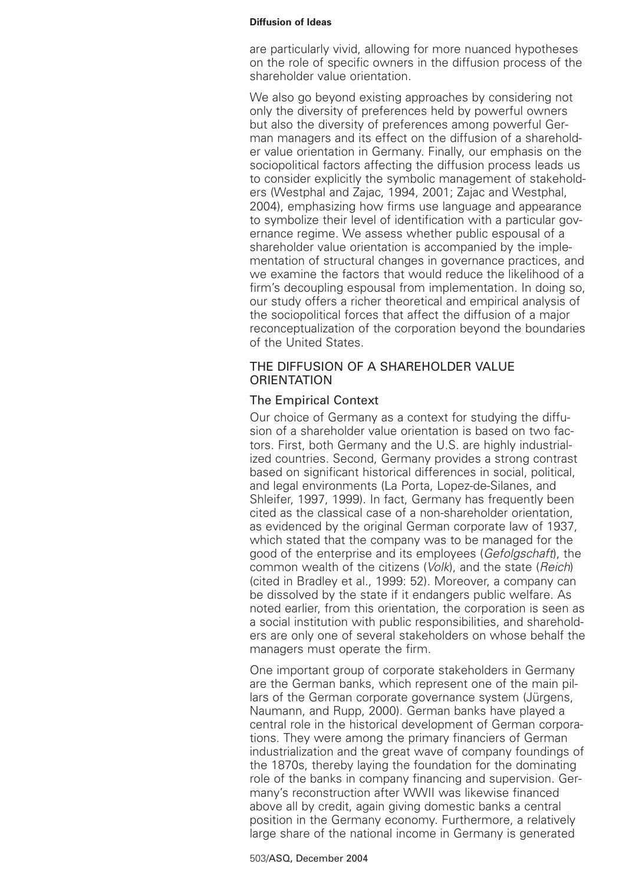are particularly vivid, allowing for more nuanced hypotheses on the role of specific owners in the diffusion process of the shareholder value orientation.

We also go beyond existing approaches by considering not only the diversity of preferences held by powerful owners but also the diversity of preferences among powerful German managers and its effect on the diffusion of a shareholder value orientation in Germany. Finally, our emphasis on the sociopolitical factors affecting the diffusion process leads us to consider explicitly the symbolic management of stakeholders (Westphal and Zajac, 1994, 2001; Zajac and Westphal, 2004), emphasizing how firms use language and appearance to symbolize their level of identification with a particular governance regime. We assess whether public espousal of a shareholder value orientation is accompanied by the implementation of structural changes in governance practices, and we examine the factors that would reduce the likelihood of a firm's decoupling espousal from implementation. In doing so, our study offers a richer theoretical and empirical analysis of the sociopolitical forces that affect the diffusion of a major reconceptualization of the corporation beyond the boundaries of the United States.

## THE DIFFUSION OF A SHAREHOLDER VALUE ORIENTATION

### The Empirical Context

Our choice of Germany as a context for studying the diffusion of a shareholder value orientation is based on two factors. First, both Germany and the U.S. are highly industrialized countries. Second, Germany provides a strong contrast based on significant historical differences in social, political, and legal environments (La Porta, Lopez-de-Silanes, and Shleifer, 1997, 1999). In fact, Germany has frequently been cited as the classical case of a non-shareholder orientation, as evidenced by the original German corporate law of 1937, which stated that the company was to be managed for the good of the enterprise and its employees (*Gefolgschaft*), the common wealth of the citizens (*Volk*), and the state (*Reich*) (cited in Bradley et al., 1999: 52). Moreover, a company can be dissolved by the state if it endangers public welfare. As noted earlier, from this orientation, the corporation is seen as a social institution with public responsibilities, and shareholders are only one of several stakeholders on whose behalf the managers must operate the firm.

One important group of corporate stakeholders in Germany are the German banks, which represent one of the main pillars of the German corporate governance system (Jürgens, Naumann, and Rupp, 2000). German banks have played a central role in the historical development of German corporations. They were among the primary financiers of German industrialization and the great wave of company foundings of the 1870s, thereby laying the foundation for the dominating role of the banks in company financing and supervision. Germany's reconstruction after WWII was likewise financed above all by credit, again giving domestic banks a central position in the Germany economy. Furthermore, a relatively large share of the national income in Germany is generated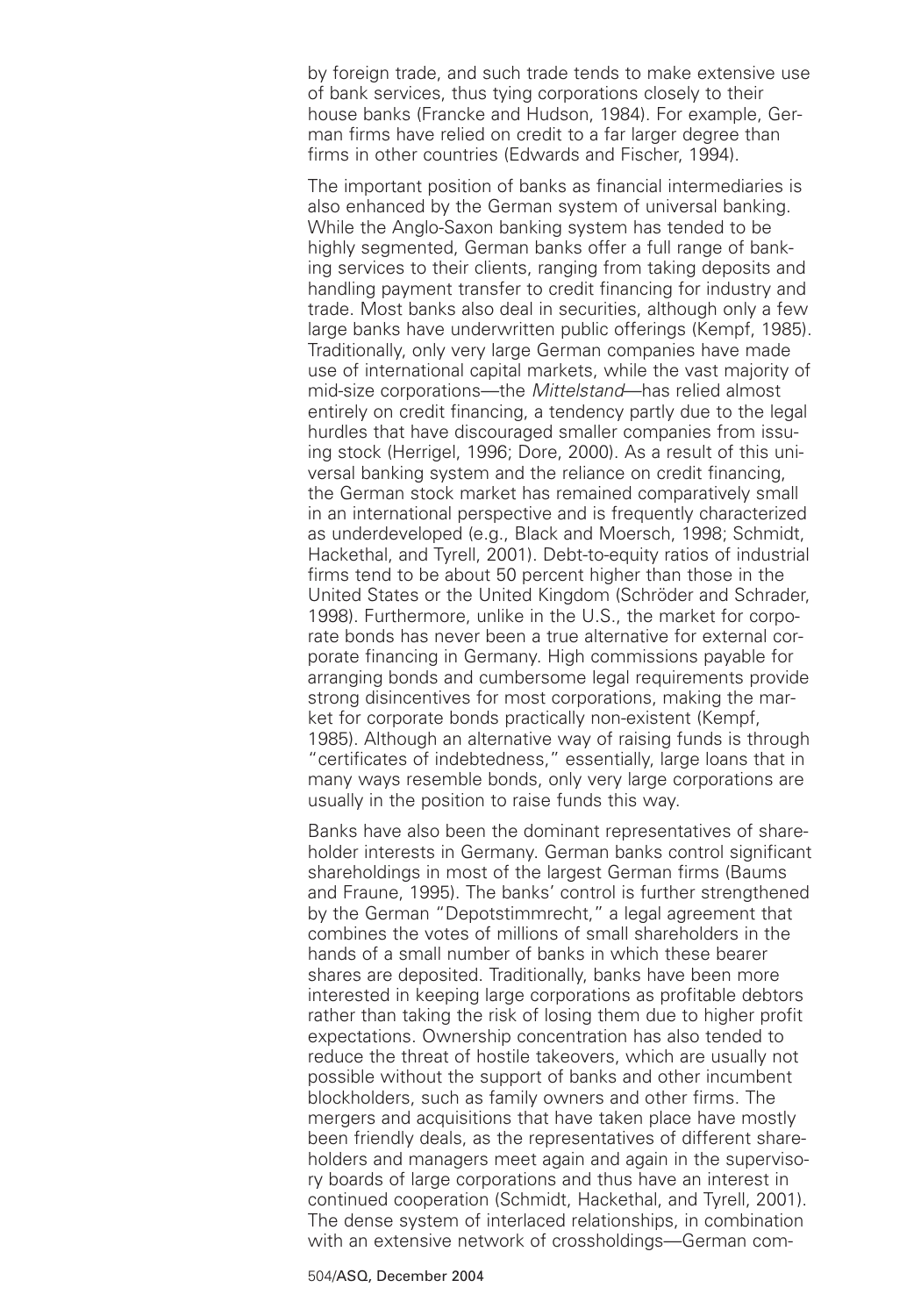by foreign trade, and such trade tends to make extensive use of bank services, thus tying corporations closely to their house banks (Francke and Hudson, 1984). For example, German firms have relied on credit to a far larger degree than firms in other countries (Edwards and Fischer, 1994).

The important position of banks as financial intermediaries is also enhanced by the German system of universal banking. While the Anglo-Saxon banking system has tended to be highly segmented, German banks offer a full range of banking services to their clients, ranging from taking deposits and handling payment transfer to credit financing for industry and trade. Most banks also deal in securities, although only a few large banks have underwritten public offerings (Kempf, 1985). Traditionally, only very large German companies have made use of international capital markets, while the vast majority of mid-size corporations—the *Mittelstand*—has relied almost entirely on credit financing, a tendency partly due to the legal hurdles that have discouraged smaller companies from issuing stock (Herrigel, 1996; Dore, 2000). As a result of this universal banking system and the reliance on credit financing, the German stock market has remained comparatively small in an international perspective and is frequently characterized as underdeveloped (e.g., Black and Moersch, 1998; Schmidt, Hackethal, and Tyrell, 2001). Debt-to-equity ratios of industrial firms tend to be about 50 percent higher than those in the United States or the United Kingdom (Schröder and Schrader, 1998). Furthermore, unlike in the U.S., the market for corporate bonds has never been a true alternative for external corporate financing in Germany. High commissions payable for arranging bonds and cumbersome legal requirements provide strong disincentives for most corporations, making the market for corporate bonds practically non-existent (Kempf, 1985). Although an alternative way of raising funds is through "certificates of indebtedness," essentially, large loans that in many ways resemble bonds, only very large corporations are usually in the position to raise funds this way.

Banks have also been the dominant representatives of shareholder interests in Germany. German banks control significant shareholdings in most of the largest German firms (Baums and Fraune, 1995). The banks' control is further strengthened by the German "Depotstimmrecht," a legal agreement that combines the votes of millions of small shareholders in the hands of a small number of banks in which these bearer shares are deposited. Traditionally, banks have been more interested in keeping large corporations as profitable debtors rather than taking the risk of losing them due to higher profit expectations. Ownership concentration has also tended to reduce the threat of hostile takeovers, which are usually not possible without the support of banks and other incumbent blockholders, such as family owners and other firms. The mergers and acquisitions that have taken place have mostly been friendly deals, as the representatives of different shareholders and managers meet again and again in the supervisory boards of large corporations and thus have an interest in continued cooperation (Schmidt, Hackethal, and Tyrell, 2001). The dense system of interlaced relationships, in combination with an extensive network of crossholdings—German com-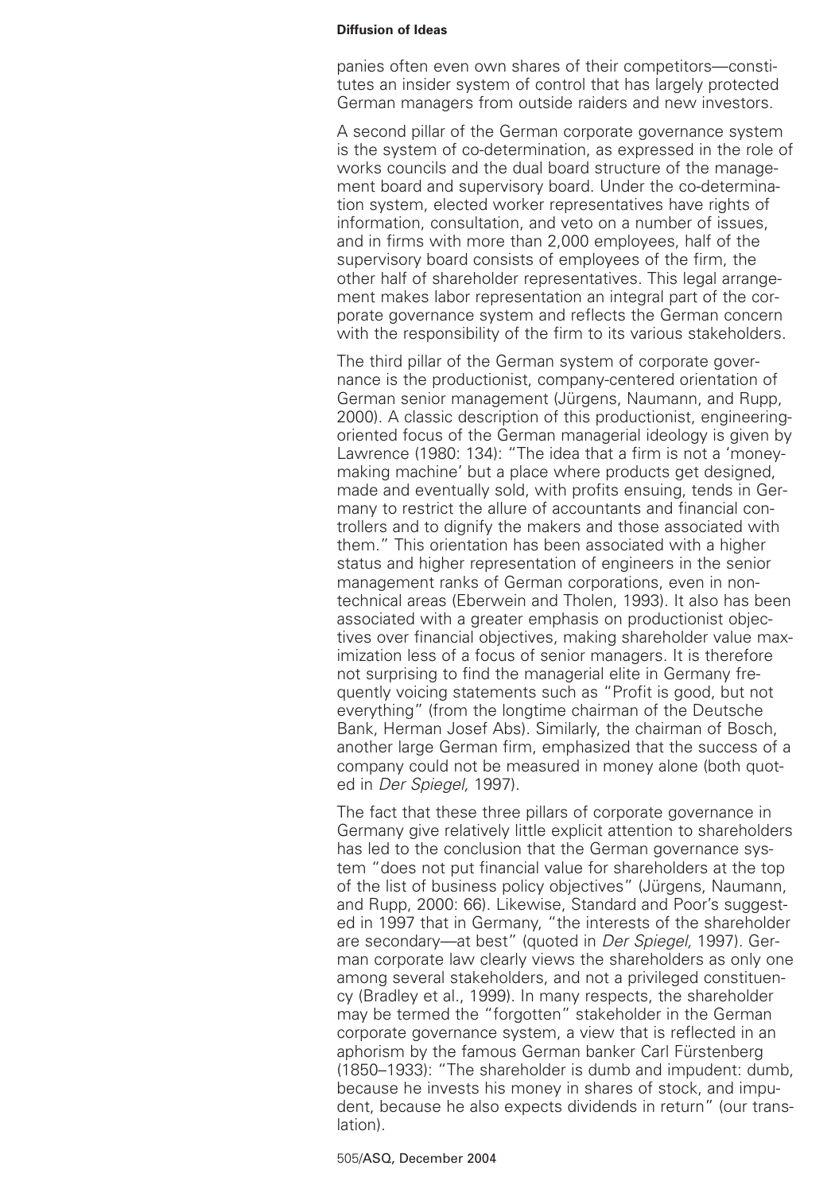panies often even own shares of their competitors—constitutes an insider system of control that has largely protected German managers from outside raiders and new investors.

A second pillar of the German corporate governance system is the system of co-determination, as expressed in the role of works councils and the dual board structure of the management board and supervisory board. Under the co-determination system, elected worker representatives have rights of information, consultation, and veto on a number of issues, and in firms with more than 2,000 employees, half of the supervisory board consists of employees of the firm, the other half of shareholder representatives. This legal arrangement makes labor representation an integral part of the corporate governance system and reflects the German concern with the responsibility of the firm to its various stakeholders.

The third pillar of the German system of corporate governance is the productionist, company-centered orientation of German senior management (Jürgens, Naumann, and Rupp, 2000). A classic description of this productionist, engineering-oriented focus of the German managerial ideology is given by Lawrence (1980: 134): "The idea that a firm is not a 'money-making machine' but a place where products get designed, made and eventually sold, with profits ensuing, tends in Germany to restrict the allure of accountants and financial controllers and to dignify the makers and those associated with them." This orientation has been associated with a higher status and higher representation of engineers in the senior management ranks of German corporations, even in non-technical areas (Eberwein and Tholen, 1993). It also has been associated with a greater emphasis on productionist objectives over financial objectives, making shareholder value maximization less of a focus of senior managers. It is therefore not surprising to find the managerial elite in Germany frequently voicing statements such as "Profit is good, but not everything" (from the longtime chairman of the Deutsche Bank, Herman Josef Abs). Similarly, the chairman of Bosch, another large German firm, emphasized that the success of a company could not be measured in money alone (both quoted in *Der Spiegel,* 1997).

The fact that these three pillars of corporate governance in Germany give relatively little explicit attention to shareholders has led to the conclusion that the German governance system "does not put financial value for shareholders at the top of the list of business policy objectives" (Jürgens, Naumann, and Rupp, 2000: 66). Likewise, Standard and Poor's suggested in 1997 that in Germany, "the interests of the shareholder are secondary—at best" (quoted in *Der Spiegel,* 1997). German corporate law clearly views the shareholders as only one among several stakeholders, and not a privileged constituency (Bradley et al., 1999). In many respects, the shareholder may be termed the "forgotten" stakeholder in the German corporate governance system, a view that is reflected in an aphorism by the famous German banker Carl Fürstenberg (1850–1933): "The shareholder is dumb and impudent: dumb, because he invests his money in shares of stock, and impudent, because he also expects dividends in return" (our translation).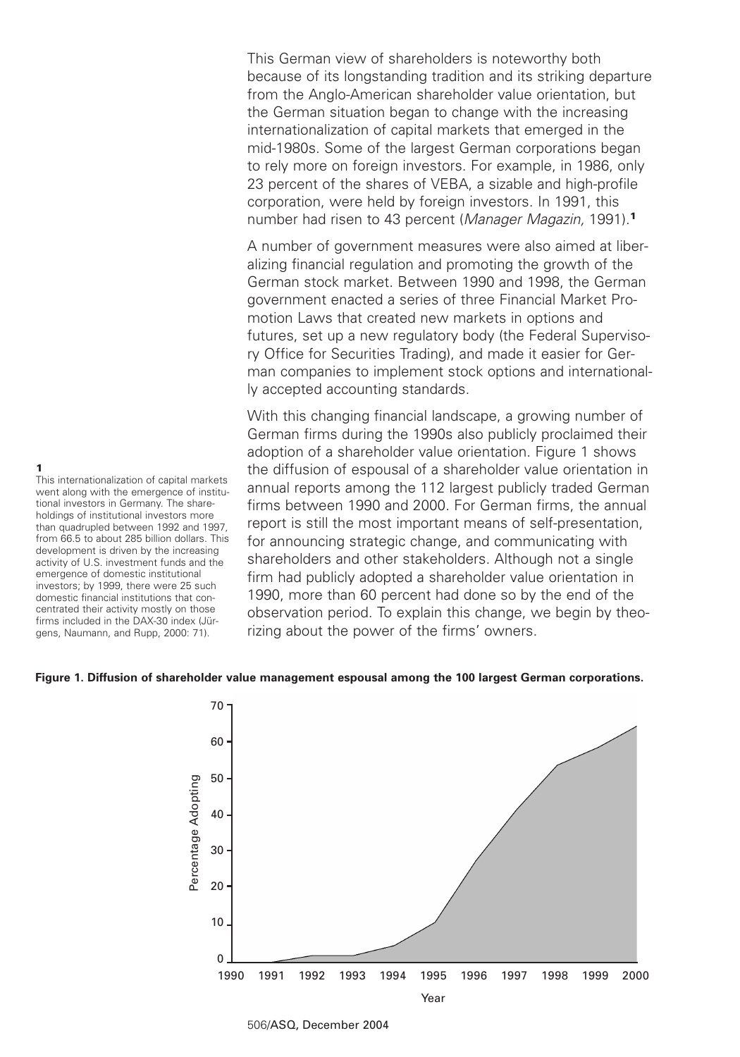This German view of shareholders is noteworthy both because of its longstanding tradition and its striking departure from the Anglo-American shareholder value orientation, but the German situation began to change with the increasing internationalization of capital markets that emerged in the mid-1980s. Some of the largest German corporations began to rely more on foreign investors. For example, in 1986, only 23 percent of the shares of VEBA, a sizable and high-profile corporation, were held by foreign investors. In 1991, this number had risen to 43 percent (*Manager Magazin,* 1991).[1]

A number of government measures were also aimed at liberalizing financial regulation and promoting the growth of the German stock market. Between 1990 and 1998, the German government enacted a series of three Financial Market Promotion Laws that created new markets in options and futures, set up a new regulatory body (the Federal Supervisory Office for Securities Trading), and made it easier for German companies to implement stock options and internationally accepted accounting standards.

With this changing financial landscape, a growing number of German firms during the 1990s also publicly proclaimed their adoption of a shareholder value orientation. Figure 1 shows the diffusion of espousal of a shareholder value orientation in annual reports among the 112 largest publicly traded German firms between 1990 and 2000. For German firms, the annual report is still the most important means of self-presentation, for announcing strategic change, and communicating with shareholders and other stakeholders. Although not a single firm had publicly adopted a shareholder value orientation in 1990, more than 60 percent had done so by the end of the observation period. To explain this change, we begin by theorizing about the power of the firms' owners.

**1**
This internationalization of capital markets went along with the emergence of institutional investors in Germany. The shareholdings of institutional investors more than quadrupled between 1992 and 1997, from 66.5 to about 285 billion dollars. This development is driven by the increasing activity of U.S. investment funds and the emergence of domestic institutional investors; by 1999, there were 25 such domestic financial institutions that concentrated their activity mostly on those firms included in the DAX-30 index (Jürgens, Naumann, and Rupp, 2000: 71).

**Figure 1. Diffusion of shareholder value management espousal among the 100 largest German corporations.**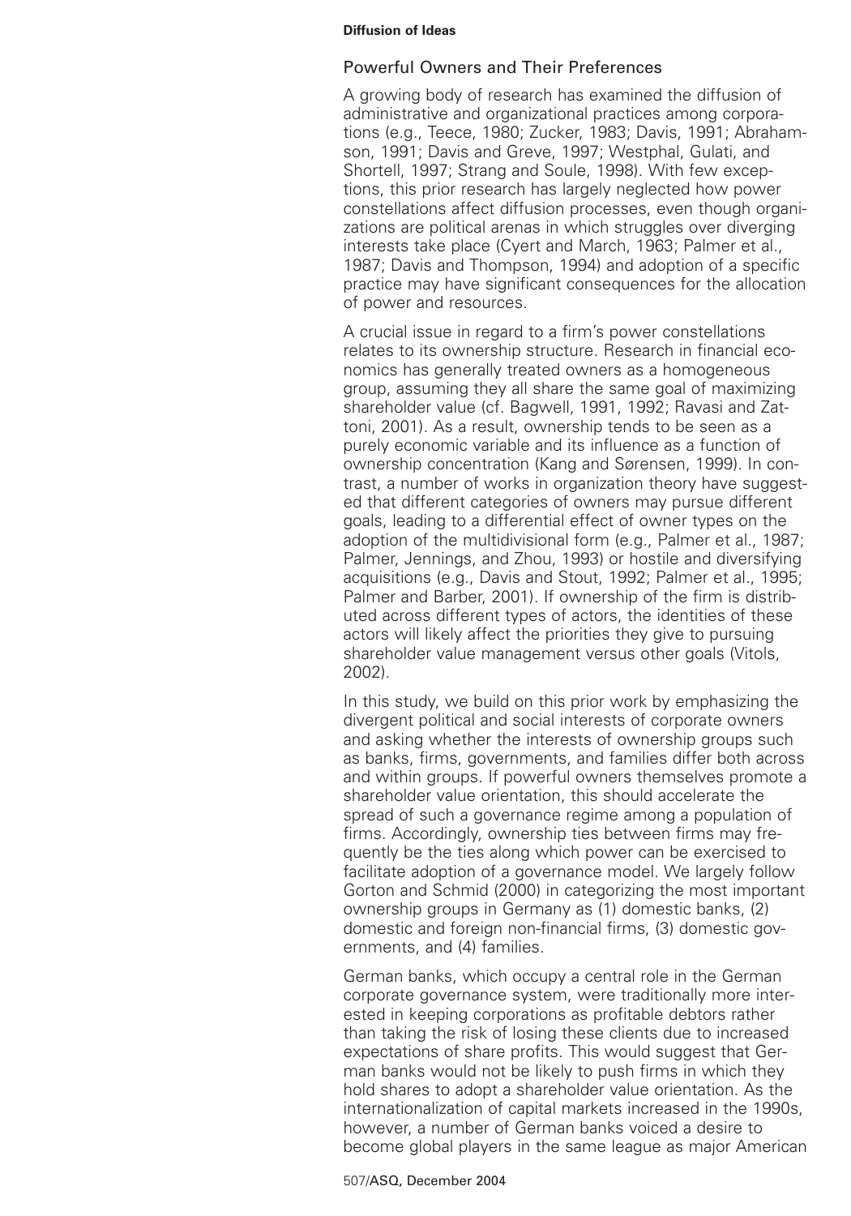## Powerful Owners and Their Preferences

A growing body of research has examined the diffusion of administrative and organizational practices among corporations (e.g., Teece, 1980; Zucker, 1983; Davis, 1991; Abrahamson, 1991; Davis and Greve, 1997; Westphal, Gulati, and Shortell, 1997; Strang and Soule, 1998). With few exceptions, this prior research has largely neglected how power constellations affect diffusion processes, even though organizations are political arenas in which struggles over diverging interests take place (Cyert and March, 1963; Palmer et al., 1987; Davis and Thompson, 1994) and adoption of a specific practice may have significant consequences for the allocation of power and resources.

A crucial issue in regard to a firm's power constellations relates to its ownership structure. Research in financial economics has generally treated owners as a homogeneous group, assuming they all share the same goal of maximizing shareholder value (cf. Bagwell, 1991, 1992; Ravasi and Zattoni, 2001). As a result, ownership tends to be seen as a purely economic variable and its influence as a function of ownership concentration (Kang and Sørensen, 1999). In contrast, a number of works in organization theory have suggested that different categories of owners may pursue different goals, leading to a differential effect of owner types on the adoption of the multidivisional form (e.g., Palmer et al., 1987; Palmer, Jennings, and Zhou, 1993) or hostile and diversifying acquisitions (e.g., Davis and Stout, 1992; Palmer et al., 1995; Palmer and Barber, 2001). If ownership of the firm is distributed across different types of actors, the identities of these actors will likely affect the priorities they give to pursuing shareholder value management versus other goals (Vitols, 2002).

In this study, we build on this prior work by emphasizing the divergent political and social interests of corporate owners and asking whether the interests of ownership groups such as banks, firms, governments, and families differ both across and within groups. If powerful owners themselves promote a shareholder value orientation, this should accelerate the spread of such a governance regime among a population of firms. Accordingly, ownership ties between firms may frequently be the ties along which power can be exercised to facilitate adoption of a governance model. We largely follow Gorton and Schmid (2000) in categorizing the most important ownership groups in Germany as (1) domestic banks, (2) domestic and foreign non-financial firms, (3) domestic governments, and (4) families.

German banks, which occupy a central role in the German corporate governance system, were traditionally more interested in keeping corporations as profitable debtors rather than taking the risk of losing these clients due to increased expectations of share profits. This would suggest that German banks would not be likely to push firms in which they hold shares to adopt a shareholder value orientation. As the internationalization of capital markets increased in the 1990s, however, a number of German banks voiced a desire to become global players in the same league as major American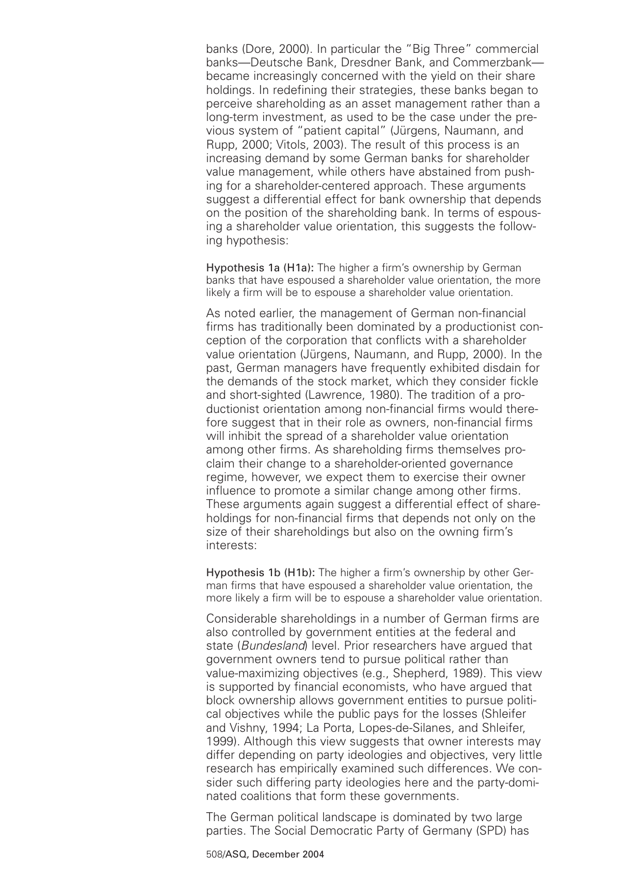banks (Dore, 2000). In particular the "Big Three" commercial banks—Deutsche Bank, Dresdner Bank, and Commerzbank—became increasingly concerned with the yield on their share holdings. In redefining their strategies, these banks began to perceive shareholding as an asset management rather than a long-term investment, as used to be the case under the previous system of "patient capital" (Jürgens, Naumann, and Rupp, 2000; Vitols, 2003). The result of this process is an increasing demand by some German banks for shareholder value management, while others have abstained from pushing for a shareholder-centered approach. These arguments suggest a differential effect for bank ownership that depends on the position of the shareholding bank. In terms of espousing a shareholder value orientation, this suggests the following hypothesis:

**Hypothesis 1a (H1a):** The higher a firm's ownership by German banks that have espoused a shareholder value orientation, the more likely a firm will be to espouse a shareholder value orientation.

As noted earlier, the management of German non-financial firms has traditionally been dominated by a productionist conception of the corporation that conflicts with a shareholder value orientation (Jürgens, Naumann, and Rupp, 2000). In the past, German managers have frequently exhibited disdain for the demands of the stock market, which they consider fickle and short-sighted (Lawrence, 1980). The tradition of a productionist orientation among non-financial firms would therefore suggest that in their role as owners, non-financial firms will inhibit the spread of a shareholder value orientation among other firms. As shareholding firms themselves proclaim their change to a shareholder-oriented governance regime, however, we expect them to exercise their owner influence to promote a similar change among other firms. These arguments again suggest a differential effect of shareholdings for non-financial firms that depends not only on the size of their shareholdings but also on the owning firm's interests:

**Hypothesis 1b (H1b):** The higher a firm's ownership by other German firms that have espoused a shareholder value orientation, the more likely a firm will be to espouse a shareholder value orientation.

Considerable shareholdings in a number of German firms are also controlled by government entities at the federal and state (*Bundesland*) level. Prior researchers have argued that government owners tend to pursue political rather than value-maximizing objectives (e.g., Shepherd, 1989). This view is supported by financial economists, who have argued that block ownership allows government entities to pursue political objectives while the public pays for the losses (Shleifer and Vishny, 1994; La Porta, Lopes-de-Silanes, and Shleifer, 1999). Although this view suggests that owner interests may differ depending on party ideologies and objectives, very little research has empirically examined such differences. We consider such differing party ideologies here and the party-dominated coalitions that form these governments.

The German political landscape is dominated by two large parties. The Social Democratic Party of Germany (SPD) has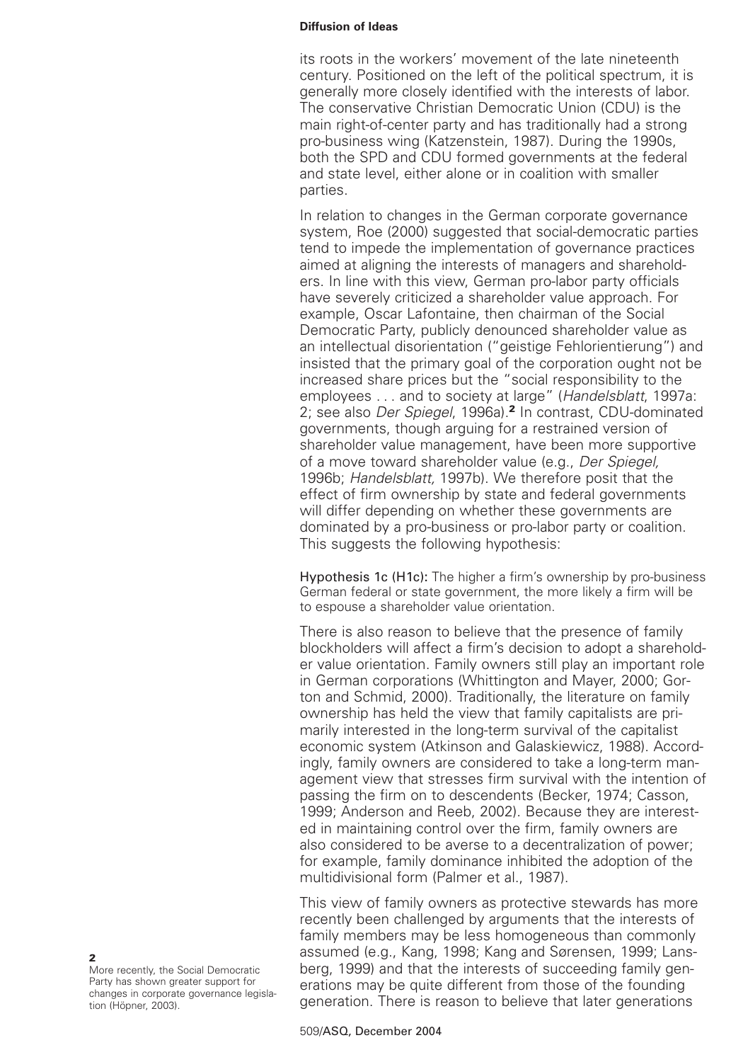its roots in the workers' movement of the late nineteenth century. Positioned on the left of the political spectrum, it is generally more closely identified with the interests of labor. The conservative Christian Democratic Union (CDU) is the main right-of-center party and has traditionally had a strong pro-business wing (Katzenstein, 1987). During the 1990s, both the SPD and CDU formed governments at the federal and state level, either alone or in coalition with smaller parties.

In relation to changes in the German corporate governance system, Roe (2000) suggested that social-democratic parties tend to impede the implementation of governance practices aimed at aligning the interests of managers and shareholders. In line with this view, German pro-labor party officials have severely criticized a shareholder value approach. For example, Oscar Lafontaine, then chairman of the Social Democratic Party, publicly denounced shareholder value as an intellectual disorientation ("geistige Fehlorientierung") and insisted that the primary goal of the corporation ought not be increased share prices but the "social responsibility to the employees . . . and to society at large" (*Handelsblatt*, 1997a: 2; see also *Der Spiegel*, 1996a).[2] In contrast, CDU-dominated governments, though arguing for a restrained version of shareholder value management, have been more supportive of a move toward shareholder value (e.g., *Der Spiegel*, 1996b; *Handelsblatt*, 1997b). We therefore posit that the effect of firm ownership by state and federal governments will differ depending on whether these governments are dominated by a pro-business or pro-labor party or coalition. This suggests the following hypothesis:

**Hypothesis 1c (H1c):** The higher a firm's ownership by pro-business German federal or state government, the more likely a firm will be to espouse a shareholder value orientation.

There is also reason to believe that the presence of family blockholders will affect a firm's decision to adopt a shareholder value orientation. Family owners still play an important role in German corporations (Whittington and Mayer, 2000; Gorton and Schmid, 2000). Traditionally, the literature on family ownership has held the view that family capitalists are primarily interested in the long-term survival of the capitalist economic system (Atkinson and Galaskiewicz, 1988). Accordingly, family owners are considered to take a long-term management view that stresses firm survival with the intention of passing the firm on to descendents (Becker, 1974; Casson, 1999; Anderson and Reeb, 2002). Because they are interested in maintaining control over the firm, family owners are also considered to be averse to a decentralization of power; for example, family dominance inhibited the adoption of the multidivisional form (Palmer et al., 1987).

This view of family owners as protective stewards has more recently been challenged by arguments that the interests of family members may be less homogeneous than commonly assumed (e.g., Kang, 1998; Kang and Sørensen, 1999; Lansberg, 1999) and that the interests of succeeding family generations may be quite different from those of the founding generation. There is reason to believe that later generations

[2] More recently, the Social Democratic Party has shown greater support for changes in corporate governance legislation (Höpner, 2003).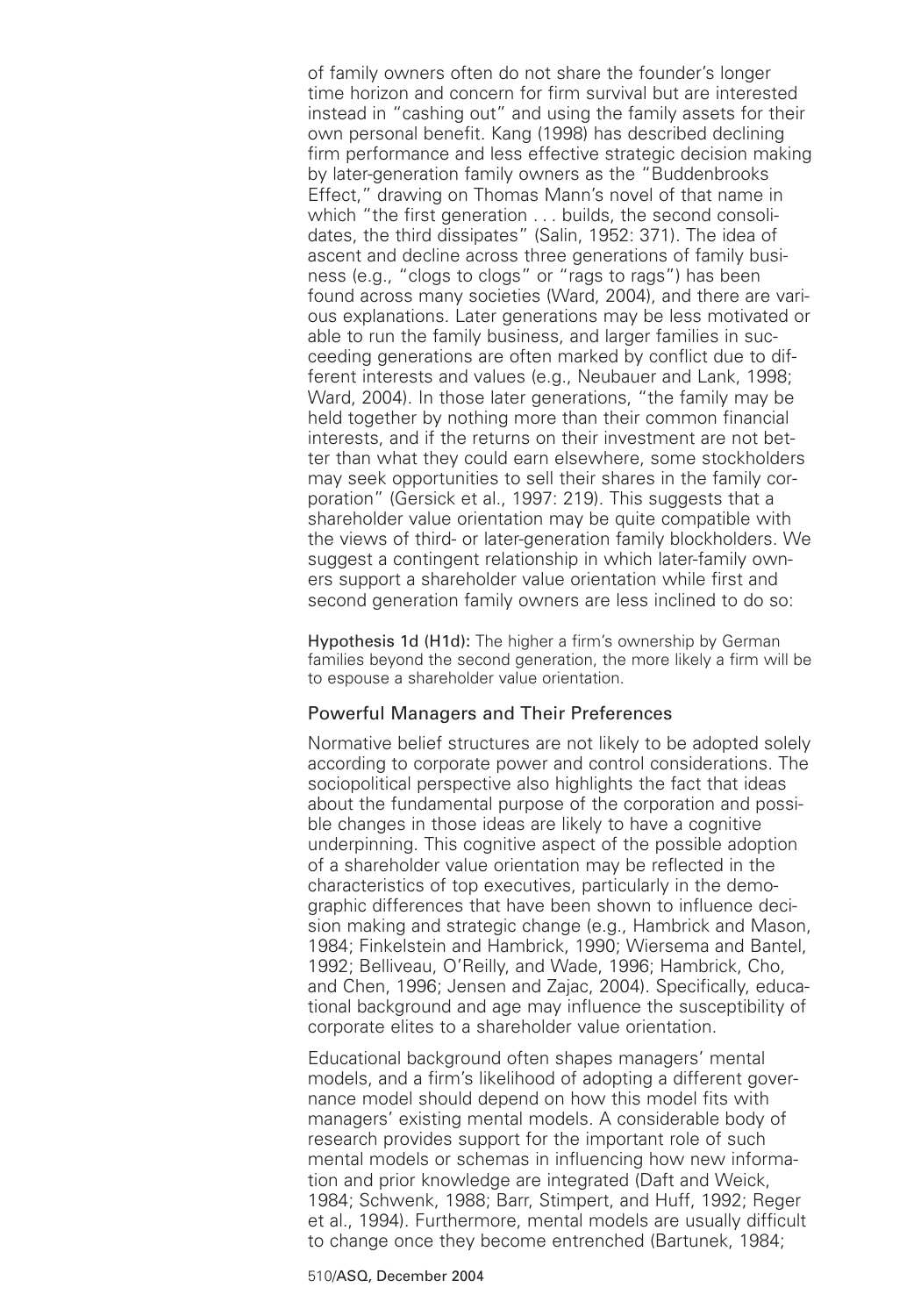of family owners often do not share the founder's longer time horizon and concern for firm survival but are interested instead in "cashing out" and using the family assets for their own personal benefit. Kang (1998) has described declining firm performance and less effective strategic decision making by later-generation family owners as the "Buddenbrooks Effect," drawing on Thomas Mann's novel of that name in which "the first generation . . . builds, the second consolidates, the third dissipates" (Salin, 1952: 371). The idea of ascent and decline across three generations of family business (e.g., "clogs to clogs" or "rags to rags") has been found across many societies (Ward, 2004), and there are various explanations. Later generations may be less motivated or able to run the family business, and larger families in succeeding generations are often marked by conflict due to different interests and values (e.g., Neubauer and Lank, 1998; Ward, 2004). In those later generations, "the family may be held together by nothing more than their common financial interests, and if the returns on their investment are not better than what they could earn elsewhere, some stockholders may seek opportunities to sell their shares in the family corporation" (Gersick et al., 1997: 219). This suggests that a shareholder value orientation may be quite compatible with the views of third- or later-generation family blockholders. We suggest a contingent relationship in which later-family owners support a shareholder value orientation while first and second generation family owners are less inclined to do so:

**Hypothesis 1d (H1d):** The higher a firm's ownership by German families beyond the second generation, the more likely a firm will be to espouse a shareholder value orientation.

## Powerful Managers and Their Preferences

Normative belief structures are not likely to be adopted solely according to corporate power and control considerations. The sociopolitical perspective also highlights the fact that ideas about the fundamental purpose of the corporation and possible changes in those ideas are likely to have a cognitive underpinning. This cognitive aspect of the possible adoption of a shareholder value orientation may be reflected in the characteristics of top executives, particularly in the demographic differences that have been shown to influence decision making and strategic change (e.g., Hambrick and Mason, 1984; Finkelstein and Hambrick, 1990; Wiersema and Bantel, 1992; Belliveau, O'Reilly, and Wade, 1996; Hambrick, Cho, and Chen, 1996; Jensen and Zajac, 2004). Specifically, educational background and age may influence the susceptibility of corporate elites to a shareholder value orientation.

Educational background often shapes managers' mental models, and a firm's likelihood of adopting a different governance model should depend on how this model fits with managers' existing mental models. A considerable body of research provides support for the important role of such mental models or schemas in influencing how new information and prior knowledge are integrated (Daft and Weick, 1984; Schwenk, 1988; Barr, Stimpert, and Huff, 1992; Reger et al., 1994). Furthermore, mental models are usually difficult to change once they become entrenched (Bartunek, 1984;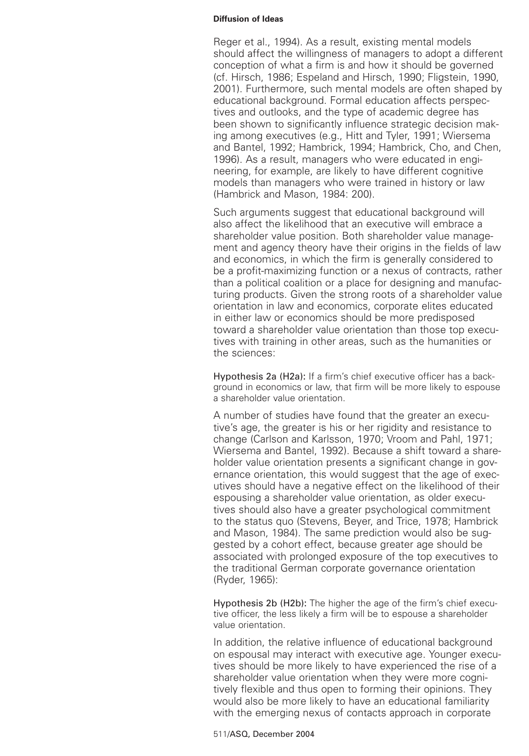Reger et al., 1994). As a result, existing mental models should affect the willingness of managers to adopt a different conception of what a firm is and how it should be governed (cf. Hirsch, 1986; Espeland and Hirsch, 1990; Fligstein, 1990, 2001). Furthermore, such mental models are often shaped by educational background. Formal education affects perspectives and outlooks, and the type of academic degree has been shown to significantly influence strategic decision making among executives (e.g., Hitt and Tyler, 1991; Wiersema and Bantel, 1992; Hambrick, 1994; Hambrick, Cho, and Chen, 1996). As a result, managers who were educated in engineering, for example, are likely to have different cognitive models than managers who were trained in history or law (Hambrick and Mason, 1984: 200).

Such arguments suggest that educational background will also affect the likelihood that an executive will embrace a shareholder value position. Both shareholder value management and agency theory have their origins in the fields of law and economics, in which the firm is generally considered to be a profit-maximizing function or a nexus of contracts, rather than a political coalition or a place for designing and manufacturing products. Given the strong roots of a shareholder value orientation in law and economics, corporate elites educated in either law or economics should be more predisposed toward a shareholder value orientation than those top executives with training in other areas, such as the humanities or the sciences:

**Hypothesis 2a (H2a):** If a firm's chief executive officer has a background in economics or law, that firm will be more likely to espouse a shareholder value orientation.

A number of studies have found that the greater an executive's age, the greater is his or her rigidity and resistance to change (Carlson and Karlsson, 1970; Vroom and Pahl, 1971; Wiersema and Bantel, 1992). Because a shift toward a shareholder value orientation presents a significant change in governance orientation, this would suggest that the age of executives should have a negative effect on the likelihood of their espousing a shareholder value orientation, as older executives should also have a greater psychological commitment to the status quo (Stevens, Beyer, and Trice, 1978; Hambrick and Mason, 1984). The same prediction would also be suggested by a cohort effect, because greater age should be associated with prolonged exposure of the top executives to the traditional German corporate governance orientation (Ryder, 1965):

**Hypothesis 2b (H2b):** The higher the age of the firm's chief executive officer, the less likely a firm will be to espouse a shareholder value orientation.

In addition, the relative influence of educational background on espousal may interact with executive age. Younger executives should be more likely to have experienced the rise of a shareholder value orientation when they were more cognitively flexible and thus open to forming their opinions. They would also be more likely to have an educational familiarity with the emerging nexus of contacts approach in corporate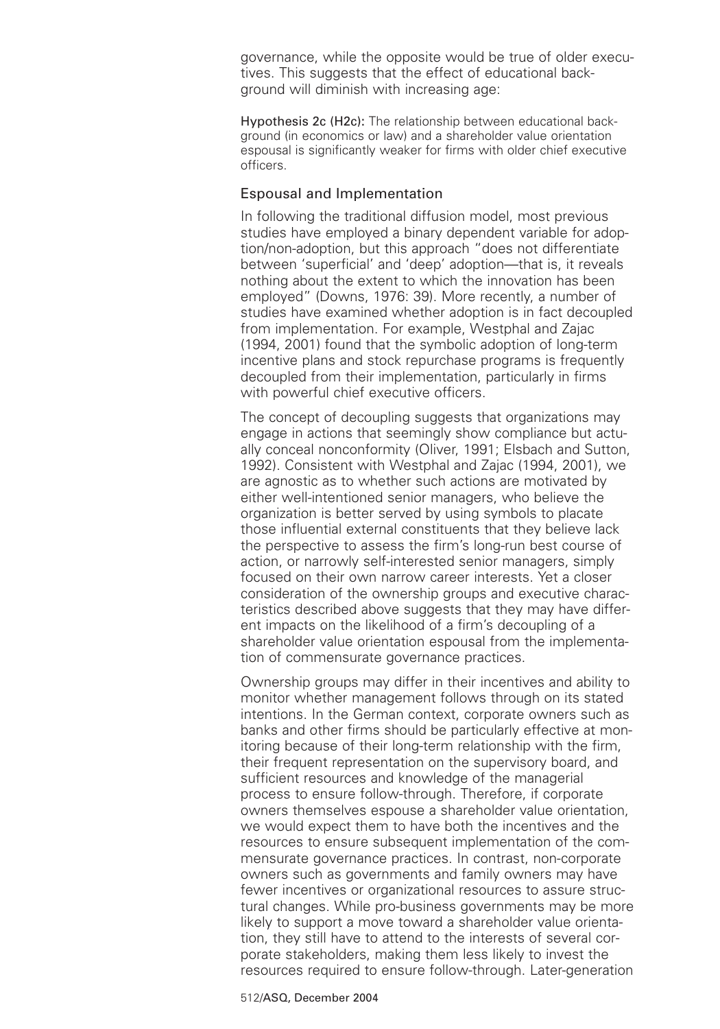governance, while the opposite would be true of older executives. This suggests that the effect of educational background will diminish with increasing age:

**Hypothesis 2c (H2c):** The relationship between educational background (in economics or law) and a shareholder value orientation espousal is significantly weaker for firms with older chief executive officers.

### Espousal and Implementation

In following the traditional diffusion model, most previous studies have employed a binary dependent variable for adoption/non-adoption, but this approach "does not differentiate between 'superficial' and 'deep' adoption—that is, it reveals nothing about the extent to which the innovation has been employed" (Downs, 1976: 39). More recently, a number of studies have examined whether adoption is in fact decoupled from implementation. For example, Westphal and Zajac (1994, 2001) found that the symbolic adoption of long-term incentive plans and stock repurchase programs is frequently decoupled from their implementation, particularly in firms with powerful chief executive officers.

The concept of decoupling suggests that organizations may engage in actions that seemingly show compliance but actually conceal nonconformity (Oliver, 1991; Elsbach and Sutton, 1992). Consistent with Westphal and Zajac (1994, 2001), we are agnostic as to whether such actions are motivated by either well-intentioned senior managers, who believe the organization is better served by using symbols to placate those influential external constituents that they believe lack the perspective to assess the firm's long-run best course of action, or narrowly self-interested senior managers, simply focused on their own narrow career interests. Yet a closer consideration of the ownership groups and executive characteristics described above suggests that they may have different impacts on the likelihood of a firm's decoupling of a shareholder value orientation espousal from the implementation of commensurate governance practices.

Ownership groups may differ in their incentives and ability to monitor whether management follows through on its stated intentions. In the German context, corporate owners such as banks and other firms should be particularly effective at monitoring because of their long-term relationship with the firm, their frequent representation on the supervisory board, and sufficient resources and knowledge of the managerial process to ensure follow-through. Therefore, if corporate owners themselves espouse a shareholder value orientation, we would expect them to have both the incentives and the resources to ensure subsequent implementation of the commensurate governance practices. In contrast, non-corporate owners such as governments and family owners may have fewer incentives or organizational resources to assure structural changes. While pro-business governments may be more likely to support a move toward a shareholder value orientation, they still have to attend to the interests of several corporate stakeholders, making them less likely to invest the resources required to ensure follow-through. Later-generation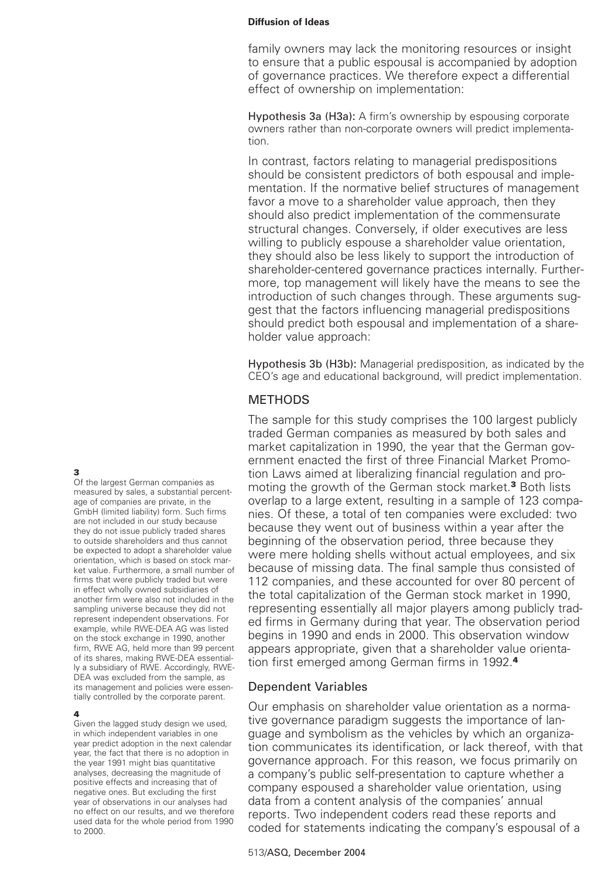family owners may lack the monitoring resources or insight to ensure that a public espousal is accompanied by adoption of governance practices. We therefore expect a differential effect of ownership on implementation:

**Hypothesis 3a (H3a):** A firm's ownership by espousing corporate owners rather than non-corporate owners will predict implementation.

In contrast, factors relating to managerial predispositions should be consistent predictors of both espousal and implementation. If the normative belief structures of management favor a move to a shareholder value approach, then they should also predict implementation of the commensurate structural changes. Conversely, if older executives are less willing to publicly espouse a shareholder value orientation, they should also be less likely to support the introduction of shareholder-centered governance practices internally. Furthermore, top management will likely have the means to see the introduction of such changes through. These arguments suggest that the factors influencing managerial predispositions should predict both espousal and implementation of a shareholder value approach:

**Hypothesis 3b (H3b):** Managerial predisposition, as indicated by the CEO's age and educational background, will predict implementation.

## METHODS

The sample for this study comprises the 100 largest publicly traded German companies as measured by both sales and market capitalization in 1990, the year that the German government enacted the first of three Financial Market Promotion Laws aimed at liberalizing financial regulation and promoting the growth of the German stock market.[3] Both lists overlap to a large extent, resulting in a sample of 123 companies. Of these, a total of ten companies were excluded: two because they went out of business within a year after the beginning of the observation period, three because they were mere holding shells without actual employees, and six because of missing data. The final sample thus consisted of 112 companies, and these accounted for over 80 percent of the total capitalization of the German stock market in 1990, representing essentially all major players among publicly traded firms in Germany during that year. The observation period begins in 1990 and ends in 2000. This observation window appears appropriate, given that a shareholder value orientation first emerged among German firms in 1992.[4]

### Dependent Variables

Our emphasis on shareholder value orientation as a normative governance paradigm suggests the importance of language and symbolism as the vehicles by which an organization communicates its identification, or lack thereof, with that governance approach. For this reason, we focus primarily on a company's public self-presentation to capture whether a company espoused a shareholder value orientation, using data from a content analysis of the companies' annual reports. Two independent coders read these reports and coded for statements indicating the company's espousal of a

**3**
Of the largest German companies as measured by sales, a substantial percentage of companies are private, in the GmbH (limited liability) form. Such firms are not included in our study because they do not issue publicly traded shares to outside shareholders and thus cannot be expected to adopt a shareholder value orientation, which is based on stock market value. Furthermore, a small number of firms that were publicly traded but were in effect wholly owned subsidiaries of another firm were also not included in the sampling universe because they did not represent independent observations. For example, while RWE-DEA AG was listed on the stock exchange in 1990, another firm, RWE AG, held more than 99 percent of its shares, making RWE-DEA essentially a subsidiary of RWE. Accordingly, RWE-DEA was excluded from the sample, as its management and policies were essentially controlled by the corporate parent.

**4**
Given the lagged study design we used, in which independent variables in one year predict adoption in the next calendar year, the fact that there is no adoption in the year 1991 might bias quantitative analyses, decreasing the magnitude of positive effects and increasing that of negative ones. But excluding the first year of observations in our analyses had no effect on our results, and we therefore used data for the whole period from 1990 to 2000.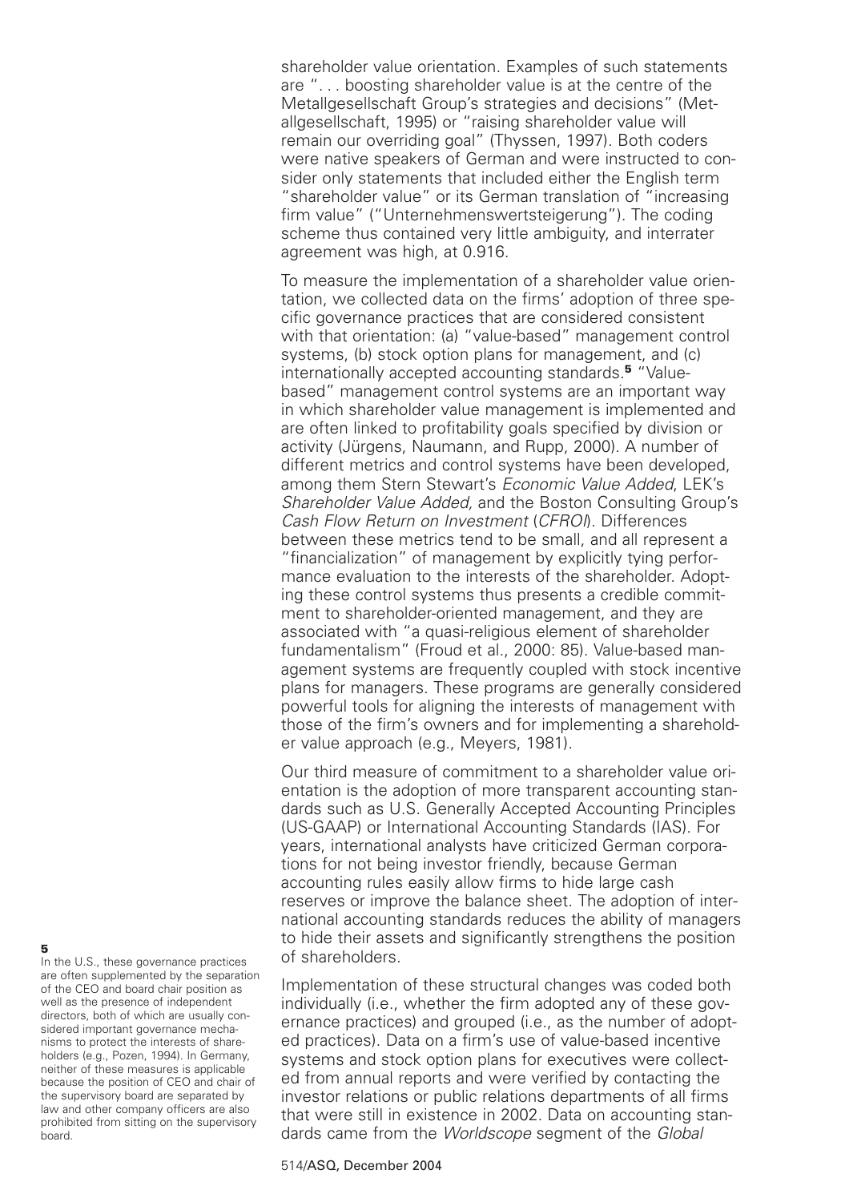shareholder value orientation. Examples of such statements are ". . . boosting shareholder value is at the centre of the Metallgesellschaft Group's strategies and decisions" (Metallgesellschaft, 1995) or "raising shareholder value will remain our overriding goal" (Thyssen, 1997). Both coders were native speakers of German and were instructed to consider only statements that included either the English term "shareholder value" or its German translation of "increasing firm value" ("Unternehmenswertsteigerung"). The coding scheme thus contained very little ambiguity, and interrater agreement was high, at 0.916.

To measure the implementation of a shareholder value orientation, we collected data on the firms' adoption of three specific governance practices that are considered consistent with that orientation: (a) "value-based" management control systems, (b) stock option plans for management, and (c) internationally accepted accounting standards.[5] "Value-based" management control systems are an important way in which shareholder value management is implemented and are often linked to profitability goals specified by division or activity (Jürgens, Naumann, and Rupp, 2000). A number of different metrics and control systems have been developed, among them Stern Stewart's *Economic Value Added*, LEK's *Shareholder Value Added,* and the Boston Consulting Group's *Cash Flow Return on Investment* (*CFROI*). Differences between these metrics tend to be small, and all represent a "financialization" of management by explicitly tying performance evaluation to the interests of the shareholder. Adopting these control systems thus presents a credible commitment to shareholder-oriented management, and they are associated with "a quasi-religious element of shareholder fundamentalism" (Froud et al., 2000: 85). Value-based management systems are frequently coupled with stock incentive plans for managers. These programs are generally considered powerful tools for aligning the interests of management with those of the firm's owners and for implementing a shareholder value approach (e.g., Meyers, 1981).

Our third measure of commitment to a shareholder value orientation is the adoption of more transparent accounting standards such as U.S. Generally Accepted Accounting Principles (US-GAAP) or International Accounting Standards (IAS). For years, international analysts have criticized German corporations for not being investor friendly, because German accounting rules easily allow firms to hide large cash reserves or improve the balance sheet. The adoption of international accounting standards reduces the ability of managers to hide their assets and significantly strengthens the position of shareholders.

Implementation of these structural changes was coded both individually (i.e., whether the firm adopted any of these governance practices) and grouped (i.e., as the number of adopted practices). Data on a firm's use of value-based incentive systems and stock option plans for executives were collected from annual reports and were verified by contacting the investor relations or public relations departments of all firms that were still in existence in 2002. Data on accounting standards came from the *Worldscope* segment of the *Global*

**5**
In the U.S., these governance practices are often supplemented by the separation of the CEO and board chair position as well as the presence of independent directors, both of which are usually considered important governance mechanisms to protect the interests of shareholders (e.g., Pozen, 1994). In Germany, neither of these measures is applicable because the position of CEO and chair of the supervisory board are separated by law and other company officers are also prohibited from sitting on the supervisory board.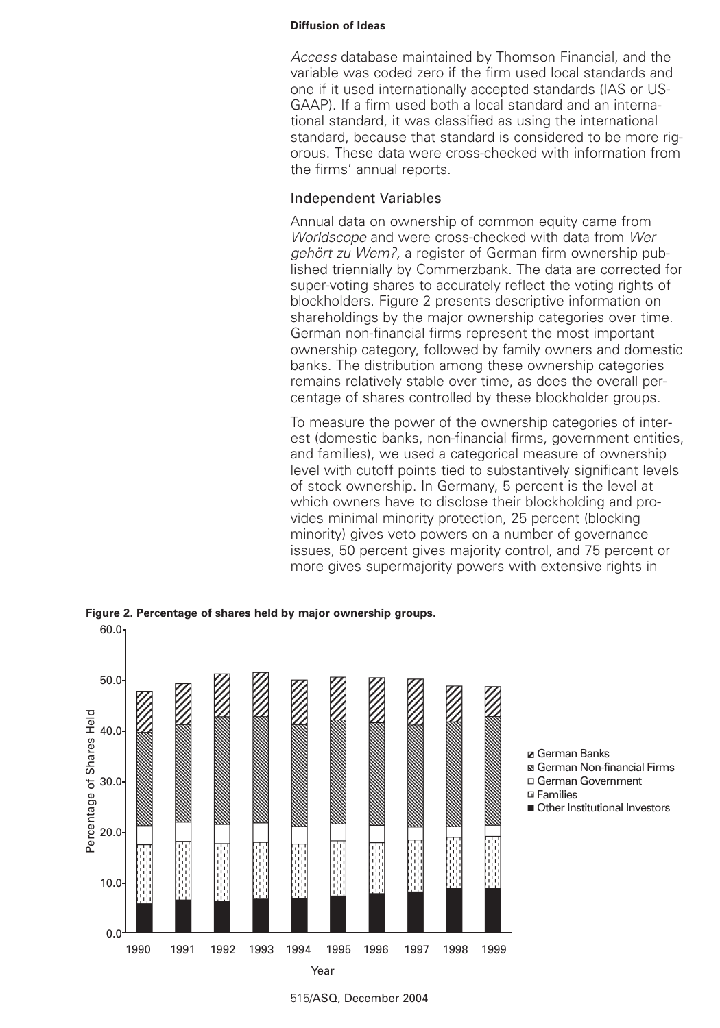*Access* database maintained by Thomson Financial, and the variable was coded zero if the firm used local standards and one if it used internationally accepted standards (IAS or US-GAAP). If a firm used both a local standard and an international standard, it was classified as using the international standard, because that standard is considered to be more rigorous. These data were cross-checked with information from the firms' annual reports.

## Independent Variables

Annual data on ownership of common equity came from *Worldscope* and were cross-checked with data from *Wer gehört zu Wem?*, a register of German firm ownership published triennially by Commerzbank. The data are corrected for super-voting shares to accurately reflect the voting rights of blockholders. Figure 2 presents descriptive information on shareholdings by the major ownership categories over time. German non-financial firms represent the most important ownership category, followed by family owners and domestic banks. The distribution among these ownership categories remains relatively stable over time, as does the overall percentage of shares controlled by these blockholder groups.

To measure the power of the ownership categories of interest (domestic banks, non-financial firms, government entities, and families), we used a categorical measure of ownership level with cutoff points tied to substantively significant levels of stock ownership. In Germany, 5 percent is the level at which owners have to disclose their blockholding and provides minimal minority protection, 25 percent (blocking minority) gives veto powers on a number of governance issues, 50 percent gives majority control, and 75 percent or more gives supermajority powers with extensive rights in

**Figure 2. Percentage of shares held by major ownership groups.**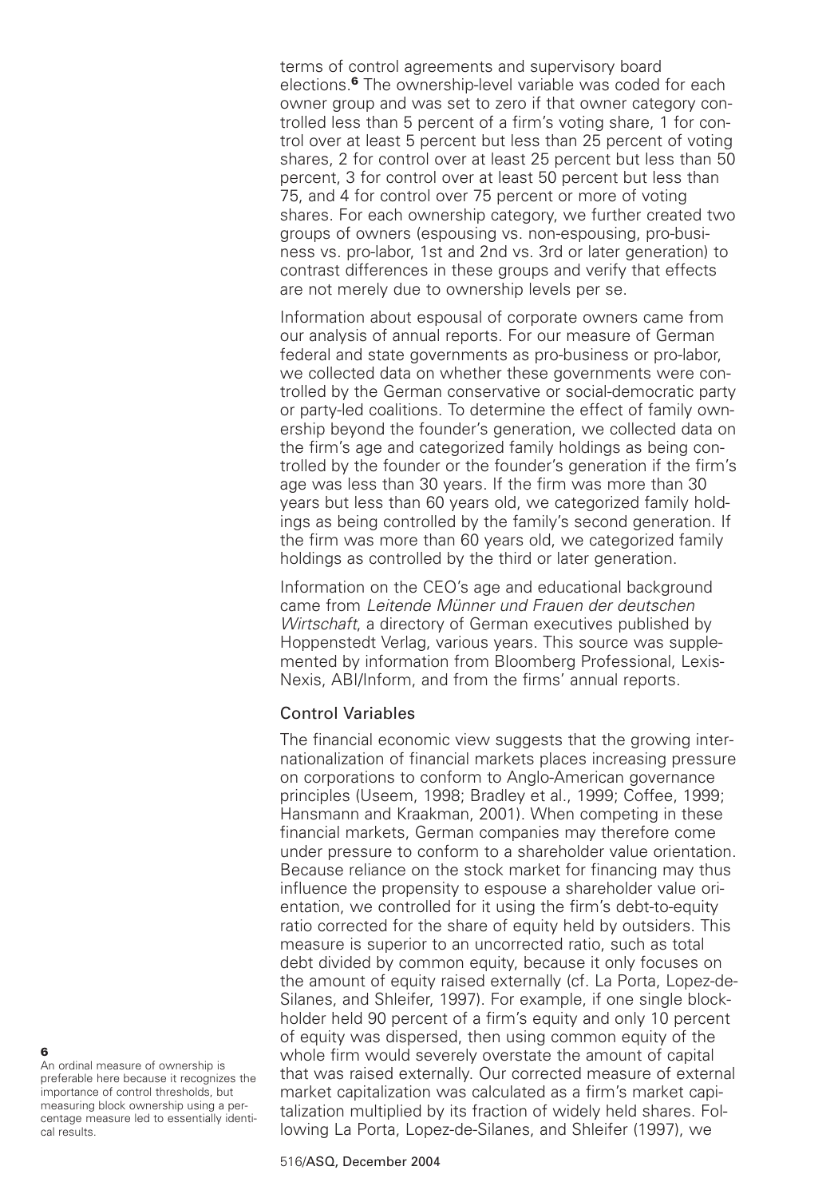terms of control agreements and supervisory board elections.[6] The ownership-level variable was coded for each owner group and was set to zero if that owner category controlled less than 5 percent of a firm's voting share, 1 for control over at least 5 percent but less than 25 percent of voting shares, 2 for control over at least 25 percent but less than 50 percent, 3 for control over at least 50 percent but less than 75, and 4 for control over 75 percent or more of voting shares. For each ownership category, we further created two groups of owners (espousing vs. non-espousing, pro-business vs. pro-labor, 1st and 2nd vs. 3rd or later generation) to contrast differences in these groups and verify that effects are not merely due to ownership levels per se.

Information about espousal of corporate owners came from our analysis of annual reports. For our measure of German federal and state governments as pro-business or pro-labor, we collected data on whether these governments were controlled by the German conservative or social-democratic party or party-led coalitions. To determine the effect of family ownership beyond the founder's generation, we collected data on the firm's age and categorized family holdings as being controlled by the founder or the founder's generation if the firm's age was less than 30 years. If the firm was more than 30 years but less than 60 years old, we categorized family holdings as being controlled by the family's second generation. If the firm was more than 60 years old, we categorized family holdings as controlled by the third or later generation.

Information on the CEO's age and educational background came from *Leitende Münner und Frauen der deutschen Wirtschaft*, a directory of German executives published by Hoppenstedt Verlag, various years. This source was supplemented by information from Bloomberg Professional, Lexis-Nexis, ABI/Inform, and from the firms' annual reports.

## Control Variables

The financial economic view suggests that the growing internationalization of financial markets places increasing pressure on corporations to conform to Anglo-American governance principles (Useem, 1998; Bradley et al., 1999; Coffee, 1999; Hansmann and Kraakman, 2001). When competing in these financial markets, German companies may therefore come under pressure to conform to a shareholder value orientation. Because reliance on the stock market for financing may thus influence the propensity to espouse a shareholder value orientation, we controlled for it using the firm's debt-to-equity ratio corrected for the share of equity held by outsiders. This measure is superior to an uncorrected ratio, such as total debt divided by common equity, because it only focuses on the amount of equity raised externally (cf. La Porta, Lopez-de-Silanes, and Shleifer, 1997). For example, if one single blockholder held 90 percent of a firm's equity and only 10 percent of equity was dispersed, then using common equity of the whole firm would severely overstate the amount of capital that was raised externally. Our corrected measure of external market capitalization was calculated as a firm's market capitalization multiplied by its fraction of widely held shares. Following La Porta, Lopez-de-Silanes, and Shleifer (1997), we

---

[6] An ordinal measure of ownership is preferable here because it recognizes the importance of control thresholds, but measuring block ownership using a percentage measure led to essentially identical results.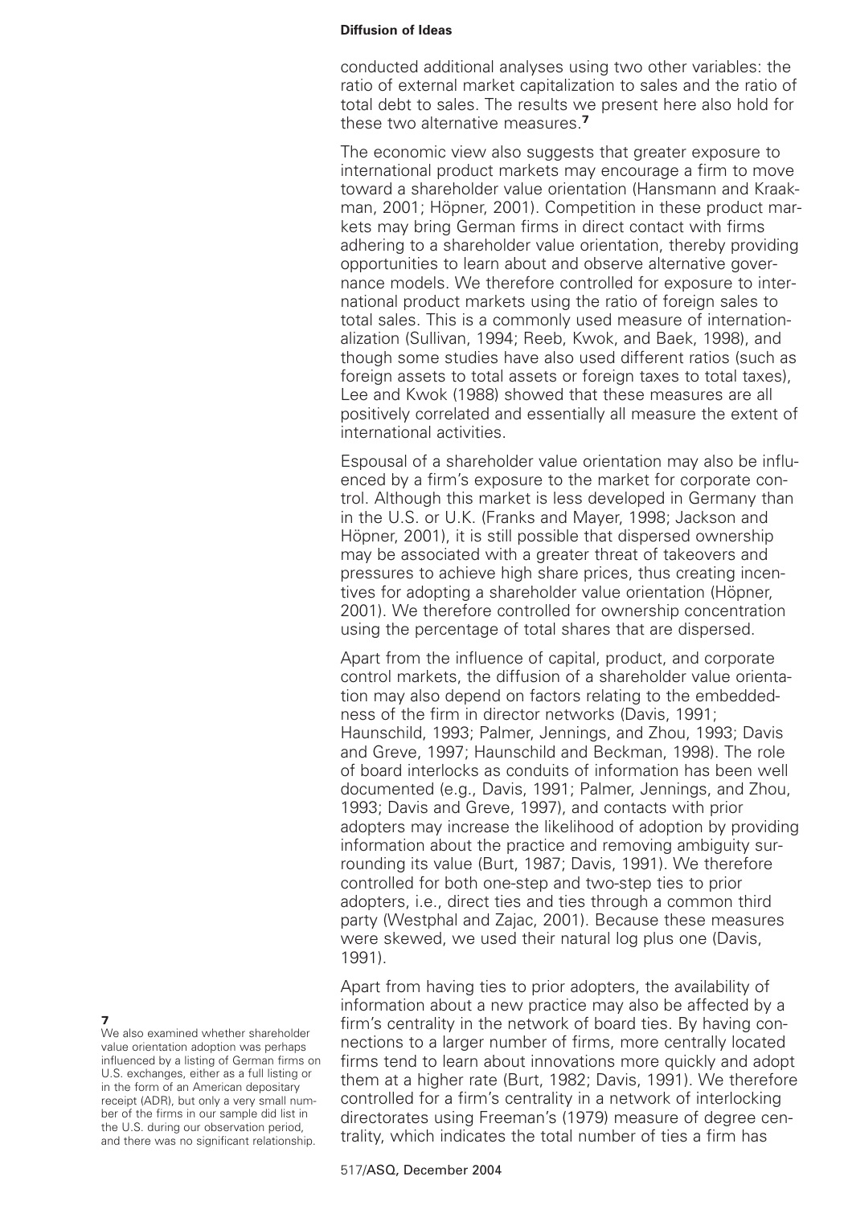conducted additional analyses using two other variables: the ratio of external market capitalization to sales and the ratio of total debt to sales. The results we present here also hold for these two alternative measures.[7]

The economic view also suggests that greater exposure to international product markets may encourage a firm to move toward a shareholder value orientation (Hansmann and Kraakman, 2001; Höpner, 2001). Competition in these product markets may bring German firms in direct contact with firms adhering to a shareholder value orientation, thereby providing opportunities to learn about and observe alternative governance models. We therefore controlled for exposure to international product markets using the ratio of foreign sales to total sales. This is a commonly used measure of internationalization (Sullivan, 1994; Reeb, Kwok, and Baek, 1998), and though some studies have also used different ratios (such as foreign assets to total assets or foreign taxes to total taxes), Lee and Kwok (1988) showed that these measures are all positively correlated and essentially all measure the extent of international activities.

Espousal of a shareholder value orientation may also be influenced by a firm's exposure to the market for corporate control. Although this market is less developed in Germany than in the U.S. or U.K. (Franks and Mayer, 1998; Jackson and Höpner, 2001), it is still possible that dispersed ownership may be associated with a greater threat of takeovers and pressures to achieve high share prices, thus creating incentives for adopting a shareholder value orientation (Höpner, 2001). We therefore controlled for ownership concentration using the percentage of total shares that are dispersed.

Apart from the influence of capital, product, and corporate control markets, the diffusion of a shareholder value orientation may also depend on factors relating to the embeddedness of the firm in director networks (Davis, 1991; Haunschild, 1993; Palmer, Jennings, and Zhou, 1993; Davis and Greve, 1997; Haunschild and Beckman, 1998). The role of board interlocks as conduits of information has been well documented (e.g., Davis, 1991; Palmer, Jennings, and Zhou, 1993; Davis and Greve, 1997), and contacts with prior adopters may increase the likelihood of adoption by providing information about the practice and removing ambiguity surrounding its value (Burt, 1987; Davis, 1991). We therefore controlled for both one-step and two-step ties to prior adopters, i.e., direct ties and ties through a common third party (Westphal and Zajac, 2001). Because these measures were skewed, we used their natural log plus one (Davis, 1991).

Apart from having ties to prior adopters, the availability of information about a new practice may also be affected by a firm's centrality in the network of board ties. By having connections to a larger number of firms, more centrally located firms tend to learn about innovations more quickly and adopt them at a higher rate (Burt, 1982; Davis, 1991). We therefore controlled for a firm's centrality in a network of interlocking directorates using Freeman's (1979) measure of degree centrality, which indicates the total number of ties a firm has

[7] We also examined whether shareholder value orientation adoption was perhaps influenced by a listing of German firms on U.S. exchanges, either as a full listing or in the form of an American depositary receipt (ADR), but only a very small number of the firms in our sample did list in the U.S. during our observation period, and there was no significant relationship.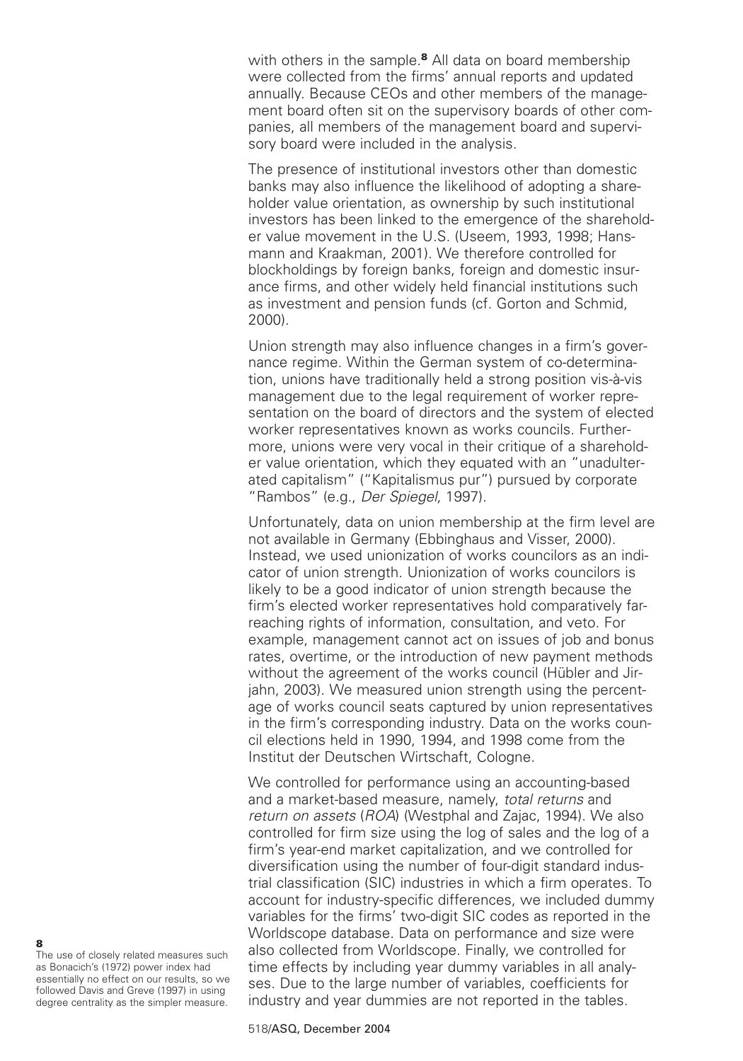with others in the sample.[8] All data on board membership were collected from the firms' annual reports and updated annually. Because CEOs and other members of the management board often sit on the supervisory boards of other companies, all members of the management board and supervisory board were included in the analysis.

The presence of institutional investors other than domestic banks may also influence the likelihood of adopting a shareholder value orientation, as ownership by such institutional investors has been linked to the emergence of the shareholder value movement in the U.S. (Useem, 1993, 1998; Hansmann and Kraakman, 2001). We therefore controlled for blockholdings by foreign banks, foreign and domestic insurance firms, and other widely held financial institutions such as investment and pension funds (cf. Gorton and Schmid, 2000).

Union strength may also influence changes in a firm's governance regime. Within the German system of co-determination, unions have traditionally held a strong position vis-à-vis management due to the legal requirement of worker representation on the board of directors and the system of elected worker representatives known as works councils. Furthermore, unions were very vocal in their critique of a shareholder value orientation, which they equated with an "unadulterated capitalism" ("Kapitalismus pur") pursued by corporate "Rambos" (e.g., *Der Spiegel,* 1997).

Unfortunately, data on union membership at the firm level are not available in Germany (Ebbinghaus and Visser, 2000). Instead, we used unionization of works councilors as an indicator of union strength. Unionization of works councilors is likely to be a good indicator of union strength because the firm's elected worker representatives hold comparatively far-reaching rights of information, consultation, and veto. For example, management cannot act on issues of job and bonus rates, overtime, or the introduction of new payment methods without the agreement of the works council (Hübler and Jirjahn, 2003). We measured union strength using the percentage of works council seats captured by union representatives in the firm's corresponding industry. Data on the works council elections held in 1990, 1994, and 1998 come from the Institut der Deutschen Wirtschaft, Cologne.

We controlled for performance using an accounting-based and a market-based measure, namely, *total returns* and *return on assets* (*ROA*) (Westphal and Zajac, 1994). We also controlled for firm size using the log of sales and the log of a firm's year-end market capitalization, and we controlled for diversification using the number of four-digit standard industrial classification (SIC) industries in which a firm operates. To account for industry-specific differences, we included dummy variables for the firms' two-digit SIC codes as reported in the Worldscope database. Data on performance and size were also collected from Worldscope. Finally, we controlled for time effects by including year dummy variables in all analyses. Due to the large number of variables, coefficients for industry and year dummies are not reported in the tables.

[8] The use of closely related measures such as Bonacich's (1972) power index had essentially no effect on our results, so we followed Davis and Greve (1997) in using degree centrality as the simpler measure.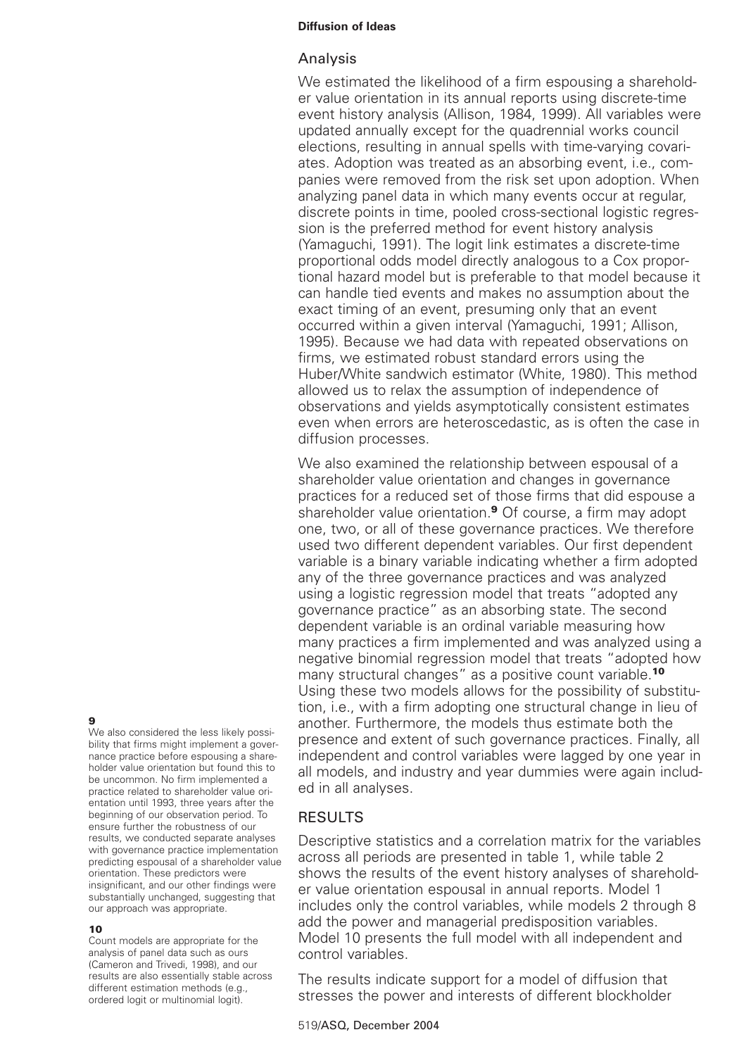## Analysis

We estimated the likelihood of a firm espousing a shareholder value orientation in its annual reports using discrete-time event history analysis (Allison, 1984, 1999). All variables were updated annually except for the quadrennial works council elections, resulting in annual spells with time-varying covariates. Adoption was treated as an absorbing event, i.e., companies were removed from the risk set upon adoption. When analyzing panel data in which many events occur at regular, discrete points in time, pooled cross-sectional logistic regression is the preferred method for event history analysis (Yamaguchi, 1991). The logit link estimates a discrete-time proportional odds model directly analogous to a Cox proportional hazard model but is preferable to that model because it can handle tied events and makes no assumption about the exact timing of an event, presuming only that an event occurred within a given interval (Yamaguchi, 1991; Allison, 1995). Because we had data with repeated observations on firms, we estimated robust standard errors using the Huber/White sandwich estimator (White, 1980). This method allowed us to relax the assumption of independence of observations and yields asymptotically consistent estimates even when errors are heteroscedastic, as is often the case in diffusion processes.

We also examined the relationship between espousal of a shareholder value orientation and changes in governance practices for a reduced set of those firms that did espouse a shareholder value orientation.[9] Of course, a firm may adopt one, two, or all of these governance practices. We therefore used two different dependent variables. Our first dependent variable is a binary variable indicating whether a firm adopted any of the three governance practices and was analyzed using a logistic regression model that treats "adopted any governance practice" as an absorbing state. The second dependent variable is an ordinal variable measuring how many practices a firm implemented and was analyzed using a negative binomial regression model that treats "adopted how many structural changes" as a positive count variable.[10] Using these two models allows for the possibility of substitution, i.e., with a firm adopting one structural change in lieu of another. Furthermore, the models thus estimate both the presence and extent of such governance practices. Finally, all independent and control variables were lagged by one year in all models, and industry and year dummies were again included in all analyses.

## RESULTS

Descriptive statistics and a correlation matrix for the variables across all periods are presented in table 1, while table 2 shows the results of the event history analyses of shareholder value orientation espousal in annual reports. Model 1 includes only the control variables, while models 2 through 8 add the power and managerial predisposition variables. Model 10 presents the full model with all independent and control variables.

The results indicate support for a model of diffusion that stresses the power and interests of different blockholder

---

**9**
We also considered the less likely possibility that firms might implement a governance practice before espousing a shareholder value orientation but found this to be uncommon. No firm implemented a practice related to shareholder value orientation until 1993, three years after the beginning of our observation period. To ensure further the robustness of our results, we conducted separate analyses with governance practice implementation predicting espousal of a shareholder value orientation. These predictors were insignificant, and our other findings were substantially unchanged, suggesting that our approach was appropriate.

**10**
Count models are appropriate for the analysis of panel data such as ours (Cameron and Trivedi, 1998), and our results are also essentially stable across different estimation methods (e.g., ordered logit or multinomial logit).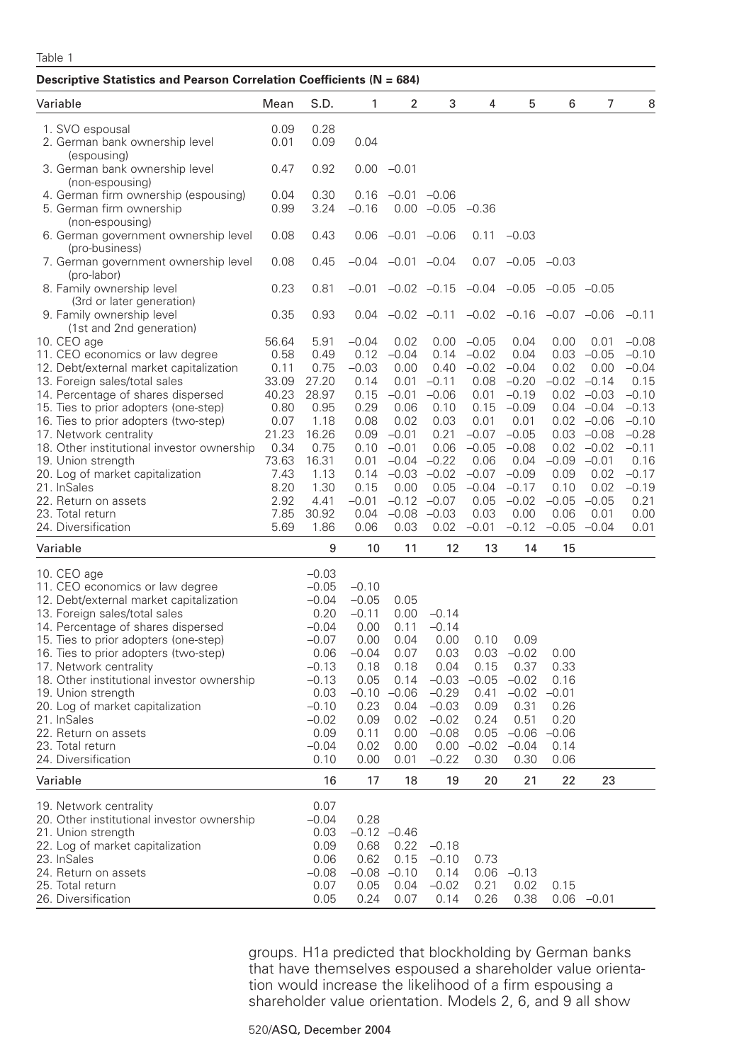Table 1

**Descriptive Statistics and Pearson Correlation Coefficients (N = 684)**

| Variable | Mean | S.D. | 1 | 2 | 3 | 4 | 5 | 6 | 7 | 8 |
|---|---|---|---|---|---|---|---|---|---|---|
| 1. SVO espousal | 0.09 | 0.28 | | | | | | | | |
| 2. German bank ownership level (espousing) | 0.01 | 0.09 | 0.04 | | | | | | | |
| 3. German bank ownership level (non-espousing) | 0.47 | 0.92 | 0.00 | −0.01 | | | | | | |
| 4. German firm ownership (espousing) | 0.04 | 0.30 | 0.16 | −0.01 | −0.06 | | | | | |
| 5. German firm ownership (non-espousing) | 0.99 | 3.24 | −0.16 | 0.00 | −0.05 | −0.36 | | | | |
| 6. German government ownership level (pro-business) | 0.08 | 0.43 | 0.06 | −0.01 | −0.06 | 0.11 | −0.03 | | | |
| 7. German government ownership level (pro-labor) | 0.08 | 0.45 | −0.04 | −0.01 | −0.04 | 0.07 | −0.05 | −0.03 | | |
| 8. Family ownership level (3rd or later generation) | 0.23 | 0.81 | −0.01 | −0.02 | −0.15 | −0.04 | −0.05 | −0.05 | −0.05 | |
| 9. Family ownership level (1st and 2nd generation) | 0.35 | 0.93 | 0.04 | −0.02 | −0.11 | −0.02 | −0.16 | −0.07 | −0.06 | −0.11 |
| 10. CEO age | 56.64 | 5.91 | −0.04 | 0.02 | 0.00 | −0.05 | 0.04 | 0.00 | 0.01 | −0.08 |
| 11. CEO economics or law degree | 0.58 | 0.49 | 0.12 | −0.04 | 0.14 | −0.02 | 0.04 | 0.03 | −0.05 | −0.10 |
| 12. Debt/external market capitalization | 0.11 | 0.75 | −0.03 | 0.00 | 0.40 | −0.02 | −0.04 | 0.02 | 0.00 | −0.04 |
| 13. Foreign sales/total sales | 33.09 | 27.20 | 0.14 | 0.01 | −0.11 | 0.08 | −0.20 | −0.02 | −0.14 | 0.15 |
| 14. Percentage of shares dispersed | 40.23 | 28.97 | 0.15 | −0.01 | −0.06 | 0.01 | −0.19 | 0.02 | −0.03 | −0.10 |
| 15. Ties to prior adopters (one-step) | 0.80 | 0.95 | 0.29 | 0.06 | 0.10 | 0.15 | −0.09 | 0.04 | −0.04 | −0.13 |
| 16. Ties to prior adopters (two-step) | 0.07 | 1.18 | 0.08 | 0.02 | 0.03 | 0.01 | 0.01 | 0.02 | −0.06 | −0.10 |
| 17. Network centrality | 21.23 | 16.26 | 0.09 | −0.01 | 0.21 | −0.07 | −0.05 | 0.03 | −0.08 | −0.28 |
| 18. Other institutional investor ownership | 0.34 | 0.75 | 0.10 | −0.01 | 0.06 | −0.05 | −0.08 | 0.02 | −0.02 | −0.11 |
| 19. Union strength | 73.63 | 16.31 | 0.01 | −0.04 | −0.22 | 0.06 | 0.04 | −0.09 | −0.01 | 0.16 |
| 20. Log of market capitalization | 7.43 | 1.13 | 0.14 | −0.03 | −0.02 | −0.07 | −0.09 | 0.09 | 0.02 | −0.17 |
| 21. lnSales | 8.20 | 1.30 | 0.15 | 0.00 | 0.05 | −0.04 | −0.17 | 0.10 | 0.02 | −0.19 |
| 22. Return on assets | 2.92 | 4.41 | −0.01 | −0.12 | −0.07 | 0.05 | −0.02 | −0.05 | −0.05 | 0.21 |
| 23. Total return | 7.85 | 30.92 | 0.04 | −0.08 | −0.03 | 0.03 | 0.00 | 0.06 | 0.01 | 0.00 |
| 24. Diversification | 5.69 | 1.86 | 0.06 | 0.03 | 0.02 | −0.01 | −0.12 | −0.05 | −0.04 | 0.01 |

| Variable | 9 | 10 | 11 | 12 | 13 | 14 | 15 |
|---|---|---|---|---|---|---|---|
| 10. CEO age | −0.03 | | | | | | |
| 11. CEO economics or law degree | −0.05 | −0.10 | | | | | |
| 12. Debt/external market capitalization | −0.04 | −0.05 | 0.05 | | | | |
| 13. Foreign sales/total sales | 0.20 | −0.11 | 0.00 | −0.14 | | | |
| 14. Percentage of shares dispersed | −0.04 | 0.00 | 0.11 | −0.14 | 0.10 | 0.09 | |
| 15. Ties to prior adopters (one-step) | −0.07 | 0.00 | 0.04 | 0.00 | 0.10 | 0.09 | |
| 16. Ties to prior adopters (two-step) | 0.06 | −0.04 | 0.07 | 0.03 | 0.03 | −0.02 | 0.00 |
| 17. Network centrality | −0.13 | 0.18 | 0.18 | 0.04 | 0.15 | 0.37 | 0.33 |
| 18. Other institutional investor ownership | −0.13 | 0.05 | 0.14 | −0.03 | −0.05 | −0.02 | 0.16 |
| 19. Union strength | 0.03 | −0.10 | −0.06 | −0.29 | 0.41 | −0.02 | −0.01 |
| 20. Log of market capitalization | −0.10 | 0.23 | 0.04 | −0.03 | 0.09 | 0.31 | 0.26 |
| 21. lnSales | −0.02 | 0.09 | 0.02 | −0.02 | 0.24 | 0.51 | 0.20 |
| 22. Return on assets | 0.09 | 0.11 | 0.00 | −0.08 | 0.05 | −0.06 | −0.06 |
| 23. Total return | −0.04 | 0.02 | 0.00 | 0.00 | −0.02 | −0.04 | 0.14 |
| 24. Diversification | 0.10 | 0.00 | 0.01 | −0.22 | 0.30 | 0.30 | 0.06 |

| Variable | 16 | 17 | 18 | 19 | 20 | 21 | 22 | 23 |
|---|---|---|---|---|---|---|---|---|
| 19. Network centrality | 0.07 | | | | | | | |
| 20. Other institutional investor ownership | −0.04 | 0.28 | | | | | | |
| 21. Union strength | 0.03 | −0.12 | −0.46 | | | | | |
| 22. Log of market capitalization | 0.09 | 0.68 | 0.22 | −0.18 | | | | |
| 23. lnSales | 0.06 | 0.62 | 0.15 | −0.10 | 0.73 | | | |
| 24. Return on assets | −0.08 | −0.08 | −0.10 | 0.14 | 0.06 | −0.13 | | |
| 25. Total return | 0.07 | 0.05 | 0.04 | −0.02 | 0.21 | 0.02 | 0.15 | |
| 26. Diversification | 0.05 | 0.24 | 0.07 | 0.14 | 0.26 | 0.38 | 0.06 | −0.01 |

groups. H1a predicted that blockholding by German banks that have themselves espoused a shareholder value orientation would increase the likelihood of a firm espousing a shareholder value orientation. Models 2, 6, and 9 all show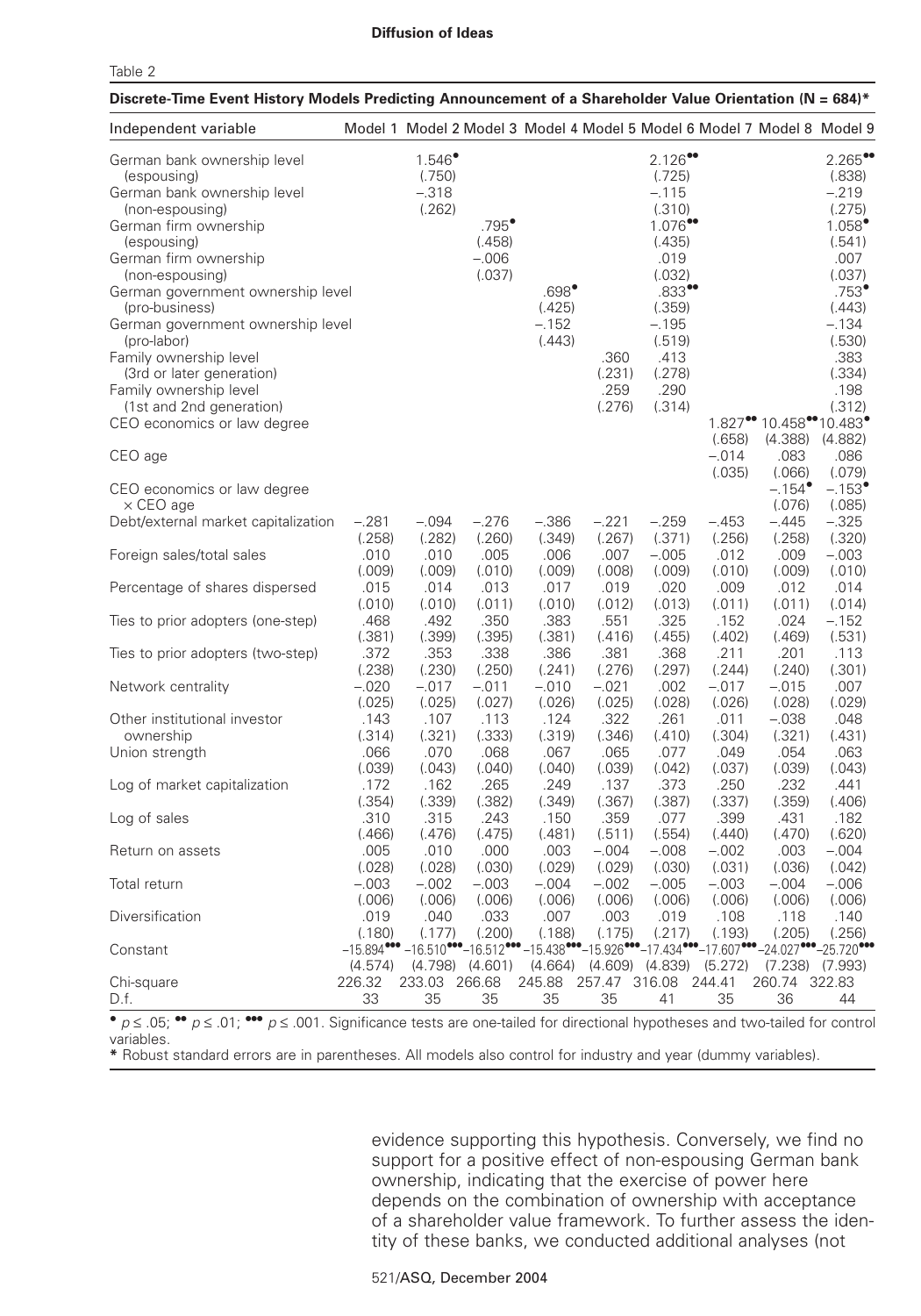Table 2

**Discrete-Time Event History Models Predicting Announcement of a Shareholder Value Orientation (N = 684)***

| Independent variable | Model 1 | Model 2 | Model 3 | Model 4 | Model 5 | Model 6 | Model 7 | Model 8 | Model 9 |
|---|---|---|---|---|---|---|---|---|---|
| German bank ownership level (espousing) | | 1.546• (.750) | | | | 2.126•• (.725) | | | 2.265•• (.838) |
| German bank ownership level (non-espousing) | | –.318 (.262) | | | | –.115 (.310) | | | –.219 (.275) |
| German firm ownership (espousing) | | | .795• (.458) | | | 1.076•• (.435) | | | 1.058• (.541) |
| German firm ownership (non-espousing) | | | –.006 (.037) | | | .019 (.032) | | | .007 (.037) |
| German government ownership level (pro-business) | | | | .698• (.425) | | .833•• (.359) | | | .753• (.443) |
| German government ownership level (pro-labor) | | | | –.152 (.443) | | –.195 (.519) | | | –.134 (.530) |
| Family ownership level (3rd or later generation) | | | | | .360 (.231) | .413 (.278) | | | .383 (.334) |
| Family ownership level (1st and 2nd generation) | | | | | .259 (.276) | .290 (.314) | | | .198 (.312) |
| CEO economics or law degree | | | | | | | 1.827•• (.658) | 10.458•• (4.388) | 10.483• (4.882) |
| CEO age | | | | | | | –.014 (.035) | .083 (.066) | .086 (.079) |
| CEO economics or law degree × CEO age | | | | | | | | –.154• (.076) | –.153• (.085) |
| Debt/external market capitalization | –.281 (.258) | –.094 (.282) | –.276 (.260) | –.386 (.349) | –.221 (.267) | –.259 (.371) | –.453 (.256) | –.445 (.258) | –.325 (.320) |
| Foreign sales/total sales | .010 (.009) | .010 (.009) | .005 (.010) | .006 (.009) | .007 (.008) | –.005 (.009) | .012 (.010) | .009 (.009) | –.003 (.010) |
| Percentage of shares dispersed | .015 (.010) | .014 (.010) | .013 (.011) | .017 (.010) | .019 (.012) | .020 (.013) | .009 (.011) | .012 (.011) | .014 (.014) |
| Ties to prior adopters (one-step) | .468 (.381) | .492 (.399) | .350 (.395) | .383 (.381) | .551 (.416) | .325 (.455) | .152 (.402) | .024 (.469) | –.152 (.531) |
| Ties to prior adopters (two-step) | .372 (.238) | .353 (.230) | .338 (.250) | .386 (.241) | .381 (.276) | .368 (.297) | .211 (.244) | .201 (.240) | .113 (.301) |
| Network centrality | –.020 (.025) | –.017 (.025) | –.011 (.027) | –.010 (.026) | –.021 (.025) | .002 (.028) | –.017 (.026) | –.015 (.028) | .007 (.029) |
| Other institutional investor ownership | .143 (.314) | .107 (.321) | .113 (.333) | .124 (.319) | .322 (.346) | .261 (.410) | .011 (.304) | –.038 (.321) | .048 (.431) |
| Union strength | .066 (.039) | .070 (.043) | .068 (.040) | .067 (.040) | .065 (.039) | .077 (.042) | .049 (.037) | .054 (.039) | .063 (.043) |
| Log of market capitalization | .172 (.354) | .162 (.339) | .265 (.382) | .249 (.349) | .137 (.367) | .373 (.387) | .250 (.337) | .232 (.359) | .441 (.406) |
| Log of sales | .310 (.466) | .315 (.476) | .243 (.475) | .150 (.481) | .359 (.511) | .077 (.554) | .399 (.440) | .431 (.470) | .182 (.620) |
| Return on assets | .005 (.028) | .010 (.028) | .000 (.030) | .003 (.029) | –.004 (.029) | –.008 (.030) | –.002 (.031) | .003 (.036) | –.004 (.042) |
| Total return | –.003 (.006) | –.002 (.006) | –.003 (.006) | –.004 (.006) | –.002 (.006) | –.005 (.006) | –.003 (.006) | –.004 (.006) | –.006 (.006) |
| Diversification | .019 (.180) | .040 (.177) | .033 (.200) | .007 (.188) | .003 (.175) | .019 (.217) | .108 (.193) | .118 (.205) | .140 (.256) |
| Constant | –15.894••• (4.574) | –16.510••• (4.798) | –16.512••• (4.601) | –15.438••• (4.664) | –15.926••• (4.609) | –17.434••• (4.839) | –17.607••• (5.272) | –24.027••• (7.238) | –25.720••• (7.993) |
| Chi-square | 226.32 | 233.03 | 266.68 | 245.88 | 257.47 | 316.08 | 244.41 | 260.74 | 322.83 |
| D.f. | 33 | 35 | 35 | 35 | 35 | 41 | 35 | 36 | 44 |

• $p \leq .05$; •• $p \leq .01$; ••• $p \leq .001$. Significance tests are one-tailed for directional hypotheses and two-tailed for control variables.

* Robust standard errors are in parentheses. All models also control for industry and year (dummy variables).

evidence supporting this hypothesis. Conversely, we find no support for a positive effect of non-espousing German bank ownership, indicating that the exercise of power here depends on the combination of ownership with acceptance of a shareholder value framework. To further assess the identity of these banks, we conducted additional analyses (not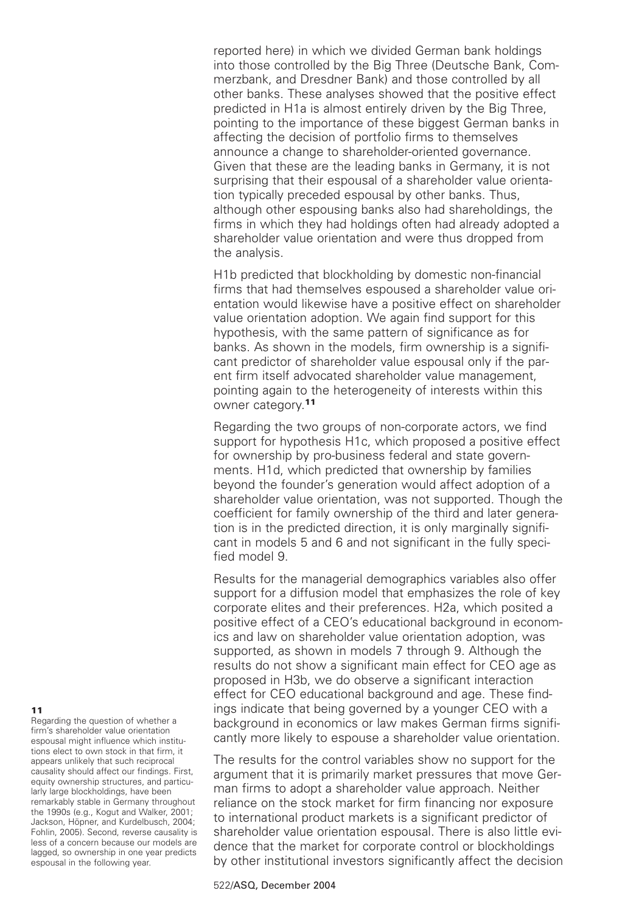reported here) in which we divided German bank holdings into those controlled by the Big Three (Deutsche Bank, Commerzbank, and Dresdner Bank) and those controlled by all other banks. These analyses showed that the positive effect predicted in H1a is almost entirely driven by the Big Three, pointing to the importance of these biggest German banks in affecting the decision of portfolio firms to themselves announce a change to shareholder-oriented governance. Given that these are the leading banks in Germany, it is not surprising that their espousal of a shareholder value orientation typically preceded espousal by other banks. Thus, although other espousing banks also had shareholdings, the firms in which they had holdings often had already adopted a shareholder value orientation and were thus dropped from the analysis.

H1b predicted that blockholding by domestic non-financial firms that had themselves espoused a shareholder value orientation would likewise have a positive effect on shareholder value orientation adoption. We again find support for this hypothesis, with the same pattern of significance as for banks. As shown in the models, firm ownership is a significant predictor of shareholder value espousal only if the parent firm itself advocated shareholder value management, pointing again to the heterogeneity of interests within this owner category.[11]

Regarding the two groups of non-corporate actors, we find support for hypothesis H1c, which proposed a positive effect for ownership by pro-business federal and state governments. H1d, which predicted that ownership by families beyond the founder's generation would affect adoption of a shareholder value orientation, was not supported. Though the coefficient for family ownership of the third and later generation is in the predicted direction, it is only marginally significant in models 5 and 6 and not significant in the fully specified model 9.

Results for the managerial demographics variables also offer support for a diffusion model that emphasizes the role of key corporate elites and their preferences. H2a, which posited a positive effect of a CEO's educational background in economics and law on shareholder value orientation adoption, was supported, as shown in models 7 through 9. Although the results do not show a significant main effect for CEO age as proposed in H3b, we do observe a significant interaction effect for CEO educational background and age. These findings indicate that being governed by a younger CEO with a background in economics or law makes German firms significantly more likely to espouse a shareholder value orientation.

The results for the control variables show no support for the argument that it is primarily market pressures that move German firms to adopt a shareholder value approach. Neither reliance on the stock market for firm financing nor exposure to international product markets is a significant predictor of shareholder value orientation espousal. There is also little evidence that the market for corporate control or blockholdings by other institutional investors significantly affect the decision

**11**
Regarding the question of whether a firm's shareholder value orientation espousal might influence which institutions elect to own stock in that firm, it appears unlikely that such reciprocal causality should affect our findings. First, equity ownership structures, and particularly large blockholdings, have been remarkably stable in Germany throughout the 1990s (e.g., Kogut and Walker, 2001; Jackson, Höpner, and Kurdelbusch, 2004; Fohlin, 2005). Second, reverse causality is less of a concern because our models are lagged, so ownership in one year predicts espousal in the following year.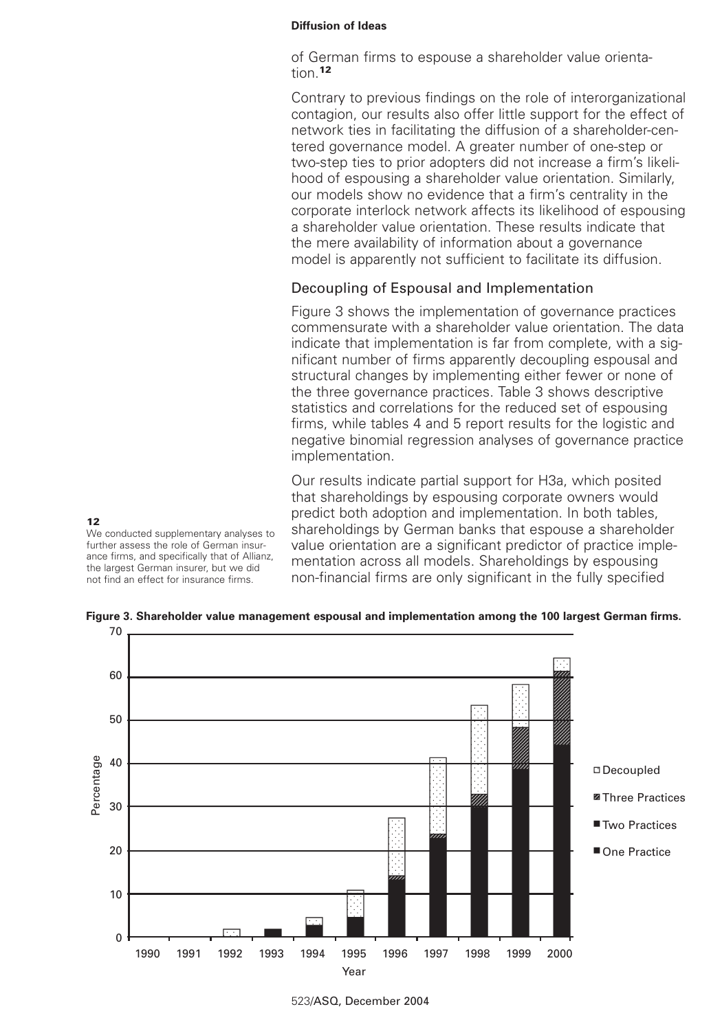of German firms to espouse a shareholder value orientation.[12]

Contrary to previous findings on the role of interorganizational contagion, our results also offer little support for the effect of network ties in facilitating the diffusion of a shareholder-centered governance model. A greater number of one-step or two-step ties to prior adopters did not increase a firm's likelihood of espousing a shareholder value orientation. Similarly, our models show no evidence that a firm's centrality in the corporate interlock network affects its likelihood of espousing a shareholder value orientation. These results indicate that the mere availability of information about a governance model is apparently not sufficient to facilitate its diffusion.

## Decoupling of Espousal and Implementation

Figure 3 shows the implementation of governance practices commensurate with a shareholder value orientation. The data indicate that implementation is far from complete, with a significant number of firms apparently decoupling espousal and structural changes by implementing either fewer or none of the three governance practices. Table 3 shows descriptive statistics and correlations for the reduced set of espousing firms, while tables 4 and 5 report results for the logistic and negative binomial regression analyses of governance practice implementation.

Our results indicate partial support for H3a, which posited that shareholdings by espousing corporate owners would predict both adoption and implementation. In both tables, shareholdings by German banks that espouse a shareholder value orientation are a significant predictor of practice implementation across all models. Shareholdings by espousing non-financial firms are only significant in the fully specified

[12] We conducted supplementary analyses to further assess the role of German insurance firms, and specifically that of Allianz, the largest German insurer, but we did not find an effect for insurance firms.

**Figure 3. Shareholder value management espousal and implementation among the 100 largest German firms.**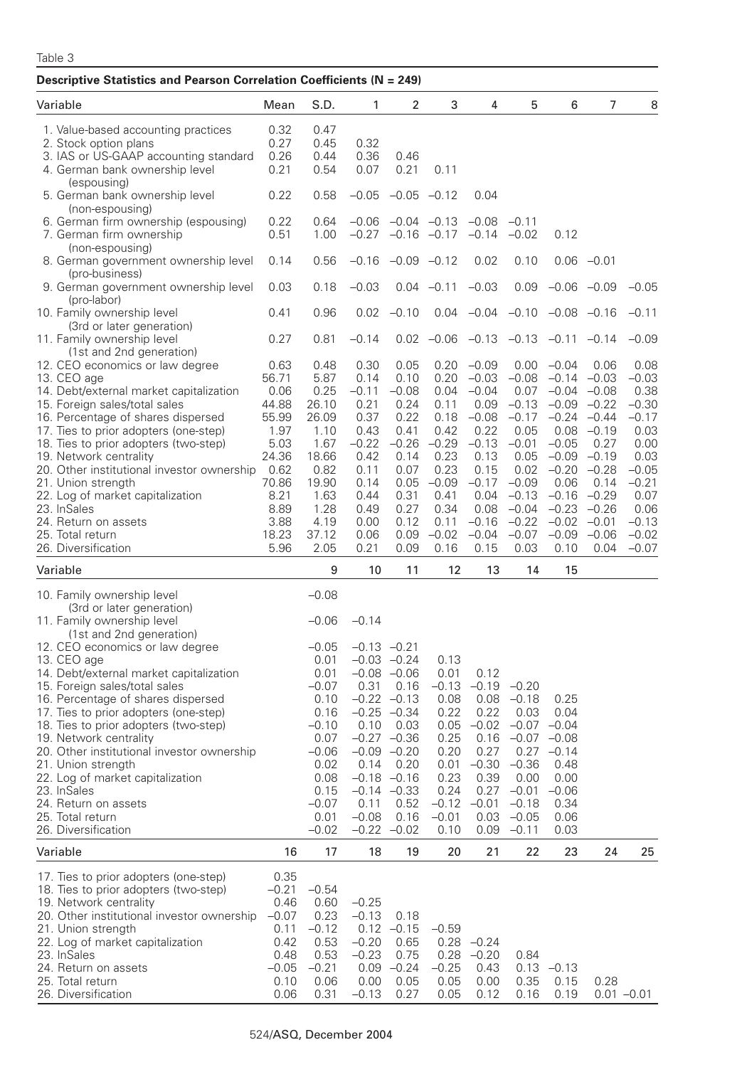Table 3

**Descriptive Statistics and Pearson Correlation Coefficients (N = 249)**

| Variable | Mean | S.D. | 1 | 2 | 3 | 4 | 5 | 6 | 7 | 8 |
|---|---|---|---|---|---|---|---|---|---|---|
| 1. Value-based accounting practices | 0.32 | 0.47 | | | | | | | | |
| 2. Stock option plans | 0.27 | 0.45 | 0.32 | | | | | | | |
| 3. IAS or US-GAAP accounting standard | 0.26 | 0.44 | 0.36 | 0.46 | | | | | | |
| 4. German bank ownership level (espousing) | 0.21 | 0.54 | 0.07 | 0.21 | 0.11 | | | | | |
| 5. German bank ownership level (non-espousing) | 0.22 | 0.58 | −0.05 | −0.05 | −0.12 | 0.04 | | | | |
| 6. German firm ownership (espousing) | 0.22 | 0.64 | −0.06 | −0.04 | −0.13 | −0.08 | −0.11 | | | |
| 7. German firm ownership (non-espousing) | 0.51 | 1.00 | −0.27 | −0.16 | −0.17 | −0.14 | −0.02 | 0.12 | | |
| 8. German government ownership level (pro-business) | 0.14 | 0.56 | −0.16 | −0.09 | −0.12 | 0.02 | 0.10 | 0.06 | −0.01 | |
| 9. German government ownership level (pro-labor) | 0.03 | 0.18 | −0.03 | 0.04 | −0.11 | −0.03 | 0.09 | −0.06 | −0.09 | −0.05 |
| 10. Family ownership level (3rd or later generation) | 0.41 | 0.96 | 0.02 | −0.10 | 0.04 | −0.04 | −0.10 | −0.08 | −0.16 | −0.11 |
| 11. Family ownership level (1st and 2nd generation) | 0.27 | 0.81 | −0.14 | 0.02 | −0.06 | −0.13 | −0.13 | −0.11 | −0.14 | −0.09 |
| 12. CEO economics or law degree | 0.63 | 0.48 | 0.30 | 0.05 | 0.20 | −0.09 | 0.00 | −0.04 | 0.06 | 0.08 |
| 13. CEO age | 56.71 | 5.87 | 0.14 | 0.10 | 0.20 | −0.03 | −0.08 | −0.14 | −0.03 | −0.03 |
| 14. Debt/external market capitalization | 0.06 | 0.25 | −0.11 | −0.08 | 0.04 | −0.04 | 0.07 | −0.04 | −0.08 | 0.38 |
| 15. Foreign sales/total sales | 44.88 | 26.10 | 0.21 | 0.24 | 0.11 | 0.09 | −0.13 | −0.09 | −0.22 | −0.30 |
| 16. Percentage of shares dispersed | 55.99 | 26.09 | 0.37 | 0.22 | 0.18 | −0.08 | −0.17 | −0.24 | −0.44 | −0.17 |
| 17. Ties to prior adopters (one-step) | 1.97 | 1.10 | 0.43 | 0.41 | 0.42 | 0.22 | 0.05 | 0.08 | −0.19 | 0.03 |
| 18. Ties to prior adopters (two-step) | 5.03 | 1.67 | −0.22 | −0.26 | −0.29 | −0.13 | −0.01 | −0.05 | 0.27 | 0.00 |
| 19. Network centrality | 24.36 | 18.66 | 0.42 | 0.14 | 0.23 | 0.13 | 0.05 | −0.09 | −0.19 | 0.03 |
| 20. Other institutional investor ownership | 0.62 | 0.82 | 0.11 | 0.07 | 0.23 | 0.15 | 0.02 | −0.20 | −0.28 | −0.05 |
| 21. Union strength | 70.86 | 19.90 | 0.14 | 0.05 | −0.09 | −0.17 | −0.09 | 0.06 | 0.14 | −0.21 |
| 22. Log of market capitalization | 8.21 | 1.63 | 0.44 | 0.31 | 0.41 | 0.04 | −0.13 | −0.16 | −0.29 | 0.07 |
| 23. lnSales | 8.89 | 1.28 | 0.49 | 0.27 | 0.34 | 0.08 | −0.04 | −0.23 | −0.26 | 0.06 |
| 24. Return on assets | 3.88 | 4.19 | 0.00 | 0.12 | 0.11 | −0.16 | −0.22 | −0.02 | −0.01 | −0.13 |
| 25. Total return | 18.23 | 37.12 | 0.06 | 0.09 | −0.02 | −0.04 | −0.07 | −0.09 | −0.06 | −0.02 |
| 26. Diversification | 5.96 | 2.05 | 0.21 | 0.09 | 0.16 | 0.15 | 0.03 | 0.10 | 0.04 | −0.07 |

| Variable | 9 | 10 | 11 | 12 | 13 | 14 | 15 |
|---|---|---|---|---|---|---|---|
| 10. Family ownership level (3rd or later generation) | −0.08 | | | | | | |
| 11. Family ownership level (1st and 2nd generation) | −0.06 | −0.14 | | | | | |
| 12. CEO economics or law degree | −0.05 | −0.13 | −0.21 | | | | |
| 13. CEO age | 0.01 | −0.03 | −0.24 | 0.13 | | | |
| 14. Debt/external market capitalization | 0.01 | −0.08 | −0.06 | 0.01 | 0.12 | | |
| 15. Foreign sales/total sales | −0.07 | 0.31 | 0.16 | −0.13 | −0.19 | −0.20 | |
| 16. Percentage of shares dispersed | 0.10 | −0.22 | −0.13 | 0.08 | 0.08 | −0.18 | 0.25 |
| 17. Ties to prior adopters (one-step) | 0.16 | −0.25 | −0.34 | 0.22 | 0.22 | 0.03 | 0.04 |
| 18. Ties to prior adopters (two-step) | −0.10 | 0.10 | 0.03 | 0.05 | −0.02 | −0.07 | −0.04 |
| 19. Network centrality | 0.07 | −0.27 | −0.36 | 0.25 | 0.16 | −0.07 | −0.08 |
| 20. Other institutional investor ownership | −0.06 | −0.09 | −0.20 | 0.20 | 0.27 | 0.27 | −0.14 |
| 21. Union strength | 0.02 | 0.14 | 0.20 | 0.01 | −0.30 | −0.36 | 0.48 |
| 22. Log of market capitalization | 0.08 | −0.18 | −0.16 | 0.23 | 0.39 | 0.00 | 0.00 |
| 23. lnSales | 0.15 | −0.14 | −0.33 | 0.24 | 0.27 | −0.01 | −0.06 |
| 24. Return on assets | −0.07 | 0.11 | 0.52 | −0.12 | −0.01 | −0.18 | 0.34 |
| 25. Total return | 0.01 | −0.08 | 0.16 | −0.01 | 0.03 | −0.05 | 0.06 |
| 26. Diversification | −0.02 | −0.22 | −0.02 | 0.10 | 0.09 | −0.11 | 0.03 |

| Variable | 16 | 17 | 18 | 19 | 20 | 21 | 22 | 23 | 24 | 25 |
|---|---|---|---|---|---|---|---|---|---|---|
| 17. Ties to prior adopters (one-step) | 0.35 | | | | | | | | | |
| 18. Ties to prior adopters (two-step) | −0.21 | −0.54 | | | | | | | | |
| 19. Network centrality | 0.46 | 0.60 | −0.25 | | | | | | | |
| 20. Other institutional investor ownership | −0.07 | 0.23 | −0.13 | 0.18 | | | | | | |
| 21. Union strength | 0.11 | −0.12 | 0.12 | −0.15 | −0.59 | | | | | |
| 22. Log of market capitalization | 0.42 | 0.53 | −0.20 | 0.65 | 0.28 | −0.24 | | | | |
| 23. lnSales | 0.48 | 0.53 | −0.23 | 0.75 | 0.28 | −0.20 | 0.84 | | | |
| 24. Return on assets | −0.05 | −0.21 | 0.09 | −0.24 | −0.25 | 0.43 | 0.13 | −0.13 | | |
| 25. Total return | 0.10 | 0.06 | 0.00 | 0.05 | 0.05 | 0.00 | 0.35 | 0.15 | 0.28 | |
| 26. Diversification | 0.06 | 0.31 | −0.13 | 0.27 | 0.05 | 0.12 | 0.16 | 0.19 | 0.01 | −0.01 |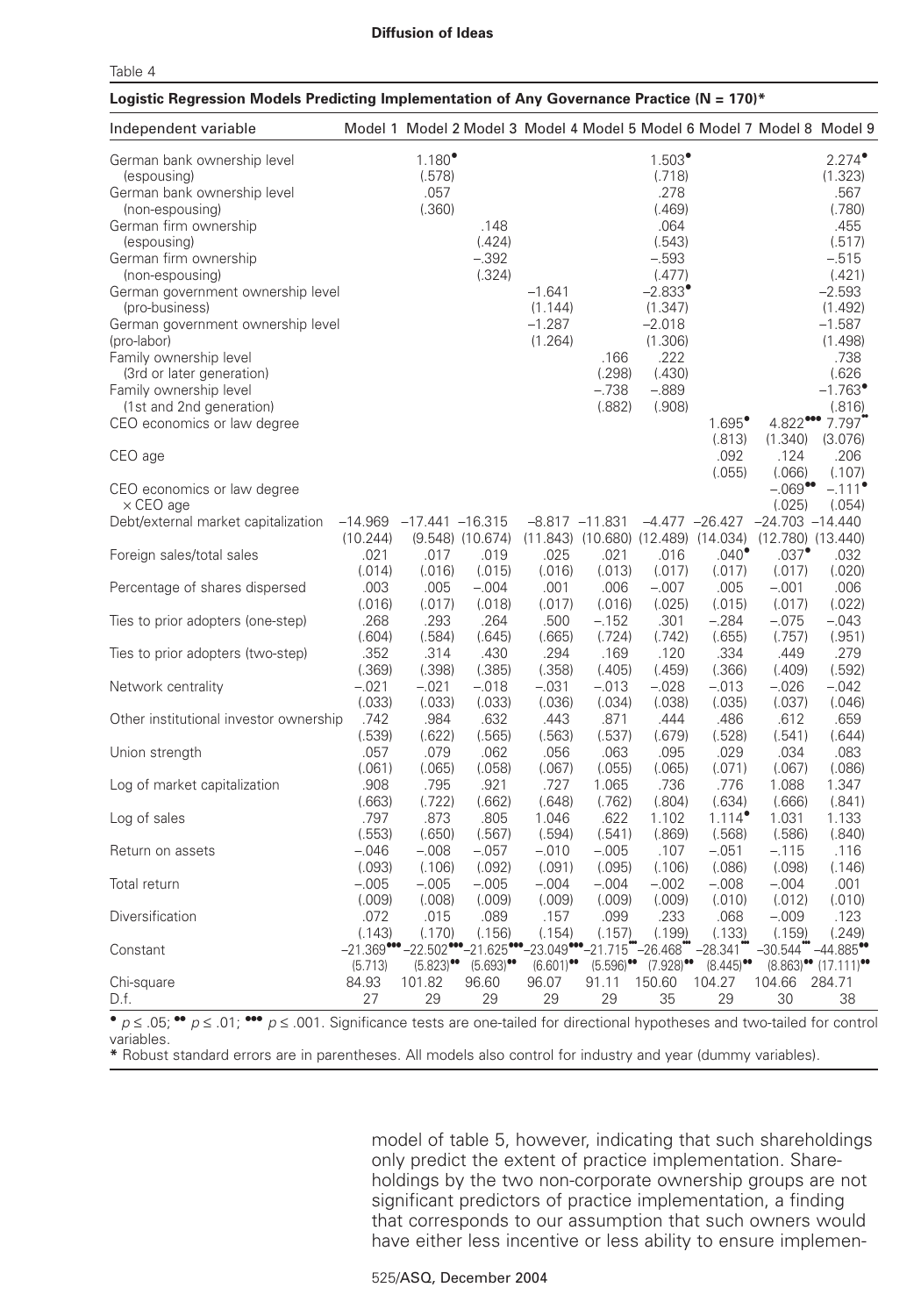Table 4

**Logistic Regression Models Predicting Implementation of Any Governance Practice (N = 170)***

| Independent variable | Model 1 | Model 2 | Model 3 | Model 4 | Model 5 | Model 6 | Model 7 | Model 8 | Model 9 |
|---|---|---|---|---|---|---|---|---|---|
| German bank ownership level (espousing) | | 1.180• (.578) | | | | 1.503• (.718) | | | 2.274• (1.323) |
| German bank ownership level (non-espousing) | | .057 (.360) | | | | .278 (.469) | | | .567 (.780) |
| German firm ownership (espousing) | | | .148 (.424) | | | .064 (.543) | | | .455 (.517) |
| German firm ownership (non-espousing) | | | –.392 (.324) | | | –.593 (.477) | | | –.515 (.421) |
| German government ownership level (pro-business) | | | | –1.641 (1.144) | | –2.833• (1.347) | | | –2.593 (1.492) |
| German government ownership level (pro-labor) | | | | –1.287 (1.264) | | –2.018 (1.306) | | | –1.587 (1.498) |
| Family ownership level (3rd or later generation) | | | | | .166 (.298) | .222 (.430) | | | .738 (.626 |
| Family ownership level (1st and 2nd generation) | | | | | –.738 (.882) | –.889 (.908) | | | –1.763• (.816) |
| CEO economics or law degree | | | | | | | 1.695• (.813) | 4.822••• (1.340) | 7.797•• (3.076) |
| CEO age | | | | | | | .092 (.055) | .124 (.066) | .206 (.107) |
| CEO economics or law degree × CEO age | | | | | | | | –.069•• (.025) | –.111• (.054) |
| Debt/external market capitalization | –14.969 (10.244) | –17.441 (9.548) | –16.315 (10.674) | –8.817 (11.843) | –11.831 (10.680) | –4.477 (12.489) | –26.427 (14.034) | –24.703 (12.780) | –14.440 (13.440) |
| Foreign sales/total sales | .021 (.014) | .017 (.016) | .019 (.015) | .025 (.016) | .021 (.013) | .016 (.017) | .040• (.017) | .037• (.017) | .032 (.020) |
| Percentage of shares dispersed | .003 (.016) | .005 (.017) | –.004 (.018) | .001 (.017) | .006 (.016) | –.007 (.025) | .005 (.015) | –.001 (.017) | .006 (.022) |
| Ties to prior adopters (one-step) | .268 (.604) | .293 (.584) | .264 (.645) | .500 (.665) | –.152 (.724) | .301 (.742) | –.284 (.655) | –.075 (.757) | –.043 (.951) |
| Ties to prior adopters (two-step) | .352 (.369) | .314 (.398) | .430 (.385) | .294 (.358) | .169 (.405) | .120 (.459) | .334 (.366) | .449 (.409) | .279 (.592) |
| Network centrality | –.021 (.033) | –.021 (.033) | –.018 (.033) | –.031 (.036) | –.013 (.034) | –.028 (.038) | –.013 (.035) | –.026 (.037) | –.042 (.046) |
| Other institutional investor ownership | .742 (.539) | .984 (.622) | .632 (.565) | .443 (.563) | .871 (.537) | .444 (.679) | .486 (.528) | .612 (.541) | .659 (.644) |
| Union strength | .057 (.061) | .079 (.065) | .062 (.058) | .056 (.067) | .063 (.055) | .095 (.065) | .029 (.071) | .034 (.067) | .083 (.086) |
| Log of market capitalization | .908 (.663) | .795 (.722) | .921 (.662) | .727 (.648) | 1.065 (.762) | .736 (.804) | .776 (.634) | 1.088 (.666) | 1.347 (.841) |
| Log of sales | .797 (.553) | .873 (.650) | .805 (.567) | 1.046 (.594) | .622 (.541) | 1.102 (.869) | 1.114• (.568) | 1.031 (.586) | 1.133 (.840) |
| Return on assets | –.046 (.093) | –.008 (.106) | –.057 (.092) | –.010 (.091) | –.005 (.095) | .107 (.106) | –.051 (.086) | –.115 (.098) | .116 (.146) |
| Total return | –.005 (.009) | –.005 (.008) | –.005 (.009) | –.004 (.009) | –.004 (.009) | –.002 (.009) | –.008 (.010) | –.004 (.012) | .001 (.010) |
| Diversification | .072 (.143) | .015 (.170) | .089 (.156) | .157 (.154) | .099 (.157) | .233 (.199) | .068 (.133) | –.009 (.159) | .123 (.249) |
| Constant | –21.369••• (5.713) | –22.502••• (5.823)•• | –21.625••• (5.693)•• | –23.049••• (6.601)•• | –21.715•• (5.596)•• | –26.468•• (7.928)•• | –28.341•• (8.445)•• | –30.544•• (8.863)•• | –44.885•• (17.111)•• |
| Chi-square | 84.93 | 101.82 | 96.60 | 96.07 | 91.11 | 150.60 | 104.27 | 104.66 | 284.71 |
| D.f. | 27 | 29 | 29 | 29 | 29 | 35 | 29 | 30 | 38 |

• $p \leq .05$; •• $p \leq .01$; ••• $p \leq .001$. Significance tests are one-tailed for directional hypotheses and two-tailed for control variables.

* Robust standard errors are in parentheses. All models also control for industry and year (dummy variables).

model of table 5, however, indicating that such shareholdings only predict the extent of practice implementation. Shareholdings by the two non-corporate ownership groups are not significant predictors of practice implementation, a finding that corresponds to our assumption that such owners would have either less incentive or less ability to ensure implemen-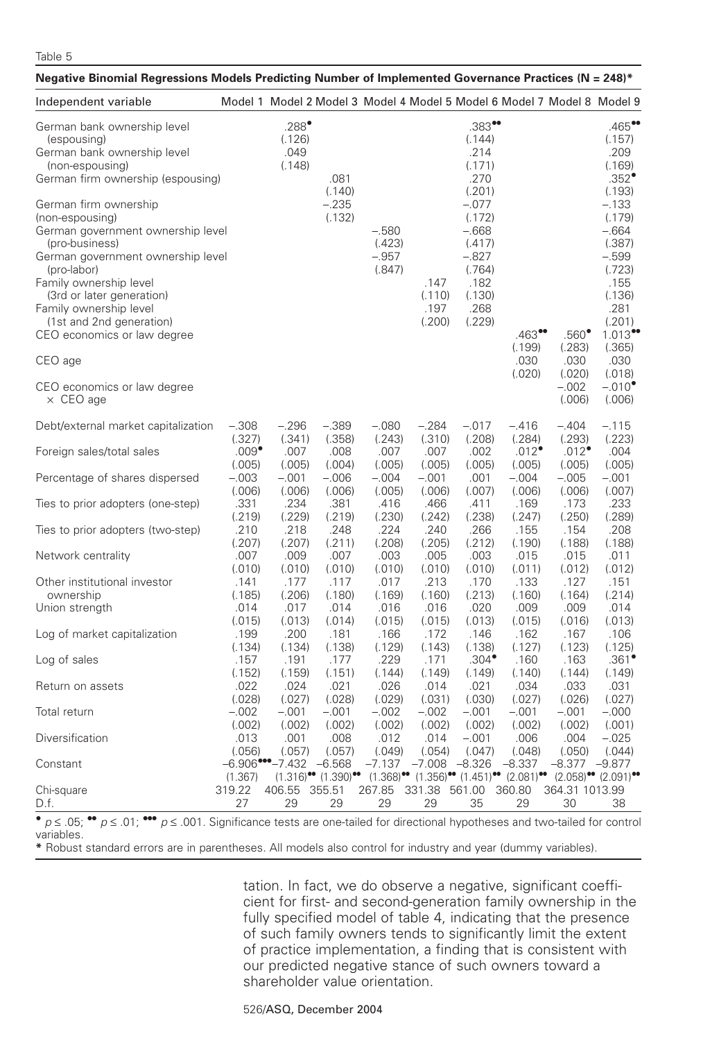Table 5

**Negative Binomial Regressions Models Predicting Number of Implemented Governance Practices (N = 248)***

| Independent variable | Model 1 | Model 2 | Model 3 | Model 4 | Model 5 | Model 6 | Model 7 | Model 8 | Model 9 |
|---|---|---|---|---|---|---|---|---|---|
| German bank ownership level (espousing) | | .288• | | | | .383•• | | | .465•• |
| | | (.126) | | | | (.144) | | | (.157) |
| German bank ownership level (non-espousing) | | .049 | | | | .214 | | | .209 |
| | | (.148) | | | | (.171) | | | (.169) |
| German firm ownership (espousing) | | | .081 | | | .270 | | | .352• |
| | | | (.140) | | | (.201) | | | (.193) |
| German firm ownership (non-espousing) | | | –.235 | | | –.077 | | | –.133 |
| | | | (.132) | | | (.172) | | | (.179) |
| German government ownership level (pro-business) | | | | –.580 | | –.668 | | | –.664 |
| | | | | (.423) | | (.417) | | | (.387) |
| German government ownership level (pro-labor) | | | | –.957 | | –.827 | | | –.599 |
| | | | | (.847) | | (.764) | | | (.723) |
| Family ownership level (3rd or later generation) | | | | | .147 | .182 | | | .155 |
| | | | | | (.110) | (.130) | | | (.136) |
| Family ownership level (1st and 2nd generation) | | | | | .197 | .268 | | | .281 |
| | | | | | (.200) | (.229) | | | (.201) |
| CEO economics or law degree | | | | | | | .463•• | .560• | 1.013•• |
| | | | | | | | (.199) | (.283) | (.365) |
| CEO age | | | | | | | .030 | .030 | .030 |
| | | | | | | | (.020) | (.020) | (.018) |
| CEO economics or law degree × CEO age | | | | | | | | –.002 | –.010• |
| | | | | | | | | (.006) | (.006) |
| Debt/external market capitalization | –.308 | –.296 | –.389 | –.080 | –.284 | –.017 | –.416 | –.404 | –.115 |
| | (.327) | (.341) | (.358) | (.243) | (.310) | (.208) | (.284) | (.293) | (.223) |
| Foreign sales/total sales | .009• | .007 | .008 | .007 | .007 | .002 | .012• | .012• | .004 |
| | (.005) | (.005) | (.004) | (.005) | (.005) | (.005) | (.005) | (.005) | (.005) |
| Percentage of shares dispersed | –.003 | –.001 | –.006 | –.004 | –.001 | .001 | –.004 | –.005 | –.001 |
| | (.006) | (.006) | (.006) | (.005) | (.006) | (.007) | (.006) | (.006) | (.007) |
| Ties to prior adopters (one-step) | .331 | .234 | .381 | .416 | .466 | .411 | .169 | .173 | .233 |
| | (.219) | (.229) | (.219) | (.230) | (.242) | (.238) | (.247) | (.250) | (.289) |
| Ties to prior adopters (two-step) | .210 | .218 | .248 | .224 | .240 | .266 | .155 | .154 | .208 |
| | (.207) | (.207) | (.211) | (.208) | (.205) | (.212) | (.190) | (.188) | (.188) |
| Network centrality | .007 | .009 | .007 | .003 | .005 | .003 | .015 | .015 | .011 |
| | (.010) | (.010) | (.010) | (.010) | (.010) | (.010) | (.011) | (.012) | (.012) |
| Other institutional investor ownership | .141 | .177 | .117 | .017 | .213 | .170 | .133 | .127 | .151 |
| | (.185) | (.206) | (.180) | (.169) | (.160) | (.213) | (.160) | (.164) | (.214) |
| Union strength | .014 | .017 | .014 | .016 | .016 | .020 | .009 | .009 | .014 |
| | (.015) | (.013) | (.014) | (.015) | (.015) | (.013) | (.015) | (.016) | (.013) |
| Log of market capitalization | .199 | .200 | .181 | .166 | .172 | .146 | .162 | .167 | .106 |
| | (.134) | (.134) | (.138) | (.129) | (.143) | (.138) | (.127) | (.123) | (.125) |
| Log of sales | .157 | .191 | .177 | .229 | .171 | .304• | .160 | .163 | .361• |
| | (.152) | (.159) | (.151) | (.144) | (.149) | (.149) | (.140) | (.144) | (.149) |
| Return on assets | .022 | .024 | .021 | .026 | .014 | .021 | .034 | .033 | .031 |
| | (.028) | (.027) | (.028) | (.029) | (.031) | (.030) | (.027) | (.026) | (.027) |
| Total return | –.002 | –.001 | –.001 | –.002 | –.002 | –.001 | –.001 | –.001 | –.000 |
| | (.002) | (.002) | (.002) | (.002) | (.002) | (.002) | (.002) | (.002) | (.001) |
| Diversification | .013 | .001 | .008 | .012 | .014 | –.001 | .006 | .004 | –.025 |
| | (.056) | (.057) | (.057) | (.049) | (.054) | (.047) | (.048) | (.050) | (.044) |
| Constant | –6.906••• | –7.432 | –6.568 | –7.137 | –7.008 | –8.326 | –8.337 | –8.377 | –9.877 |
| | (1.367) | (1.316)•• | (1.390)•• | (1.368)•• | (1.356)•• | (1.451)•• | (2.081)•• | (2.058)•• | (2.091)•• |
| Chi-square | 319.22 | 406.55 | 355.51 | 267.85 | 331.38 | 561.00 | 360.80 | 364.31 | 1013.99 |
| D.f. | 27 | 29 | 29 | 29 | 29 | 35 | 29 | 30 | 38 |

• $p \leq .05$; •• $p \leq .01$; ••• $p \leq .001$. Significance tests are one-tailed for directional hypotheses and two-tailed for control variables.

* Robust standard errors are in parentheses. All models also control for industry and year (dummy variables).

tation. In fact, we do observe a negative, significant coefficient for first- and second-generation family ownership in the fully specified model of table 4, indicating that the presence of such family owners tends to significantly limit the extent of practice implementation, a finding that is consistent with our predicted negative stance of such owners toward a shareholder value orientation.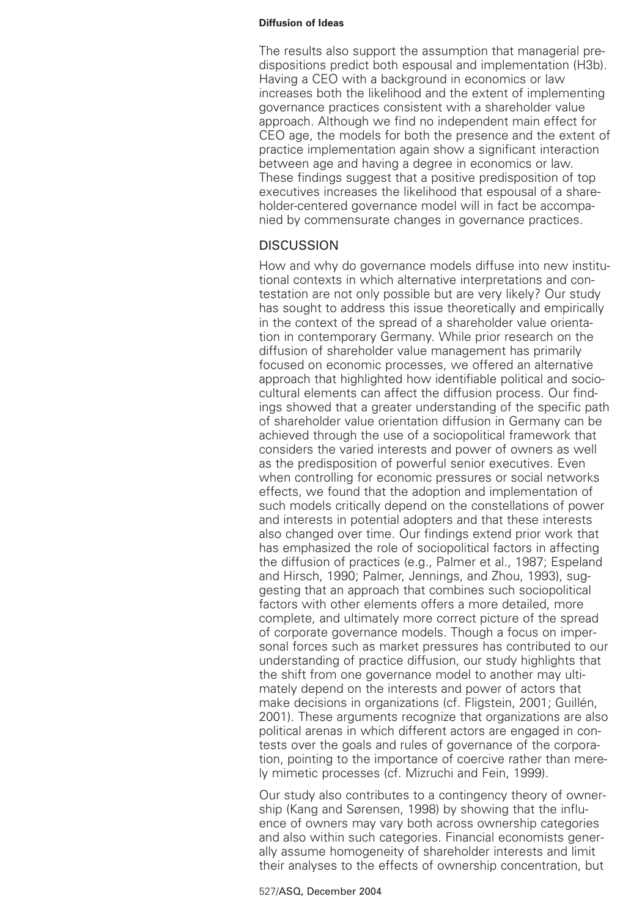The results also support the assumption that managerial predispositions predict both espousal and implementation (H3b). Having a CEO with a background in economics or law increases both the likelihood and the extent of implementing governance practices consistent with a shareholder value approach. Although we find no independent main effect for CEO age, the models for both the presence and the extent of practice implementation again show a significant interaction between age and having a degree in economics or law. These findings suggest that a positive predisposition of top executives increases the likelihood that espousal of a shareholder-centered governance model will in fact be accompanied by commensurate changes in governance practices.

## DISCUSSION

How and why do governance models diffuse into new institutional contexts in which alternative interpretations and contestation are not only possible but are very likely? Our study has sought to address this issue theoretically and empirically in the context of the spread of a shareholder value orientation in contemporary Germany. While prior research on the diffusion of shareholder value management has primarily focused on economic processes, we offered an alternative approach that highlighted how identifiable political and sociocultural elements can affect the diffusion process. Our findings showed that a greater understanding of the specific path of shareholder value orientation diffusion in Germany can be achieved through the use of a sociopolitical framework that considers the varied interests and power of owners as well as the predisposition of powerful senior executives. Even when controlling for economic pressures or social networks effects, we found that the adoption and implementation of such models critically depend on the constellations of power and interests in potential adopters and that these interests also changed over time. Our findings extend prior work that has emphasized the role of sociopolitical factors in affecting the diffusion of practices (e.g., Palmer et al., 1987; Espeland and Hirsch, 1990; Palmer, Jennings, and Zhou, 1993), suggesting that an approach that combines such sociopolitical factors with other elements offers a more detailed, more complete, and ultimately more correct picture of the spread of corporate governance models. Though a focus on impersonal forces such as market pressures has contributed to our understanding of practice diffusion, our study highlights that the shift from one governance model to another may ultimately depend on the interests and power of actors that make decisions in organizations (cf. Fligstein, 2001; Guillén, 2001). These arguments recognize that organizations are also political arenas in which different actors are engaged in contests over the goals and rules of governance of the corporation, pointing to the importance of coercive rather than merely mimetic processes (cf. Mizruchi and Fein, 1999).

Our study also contributes to a contingency theory of ownership (Kang and Sørensen, 1998) by showing that the influence of owners may vary both across ownership categories and also within such categories. Financial economists generally assume homogeneity of shareholder interests and limit their analyses to the effects of ownership concentration, but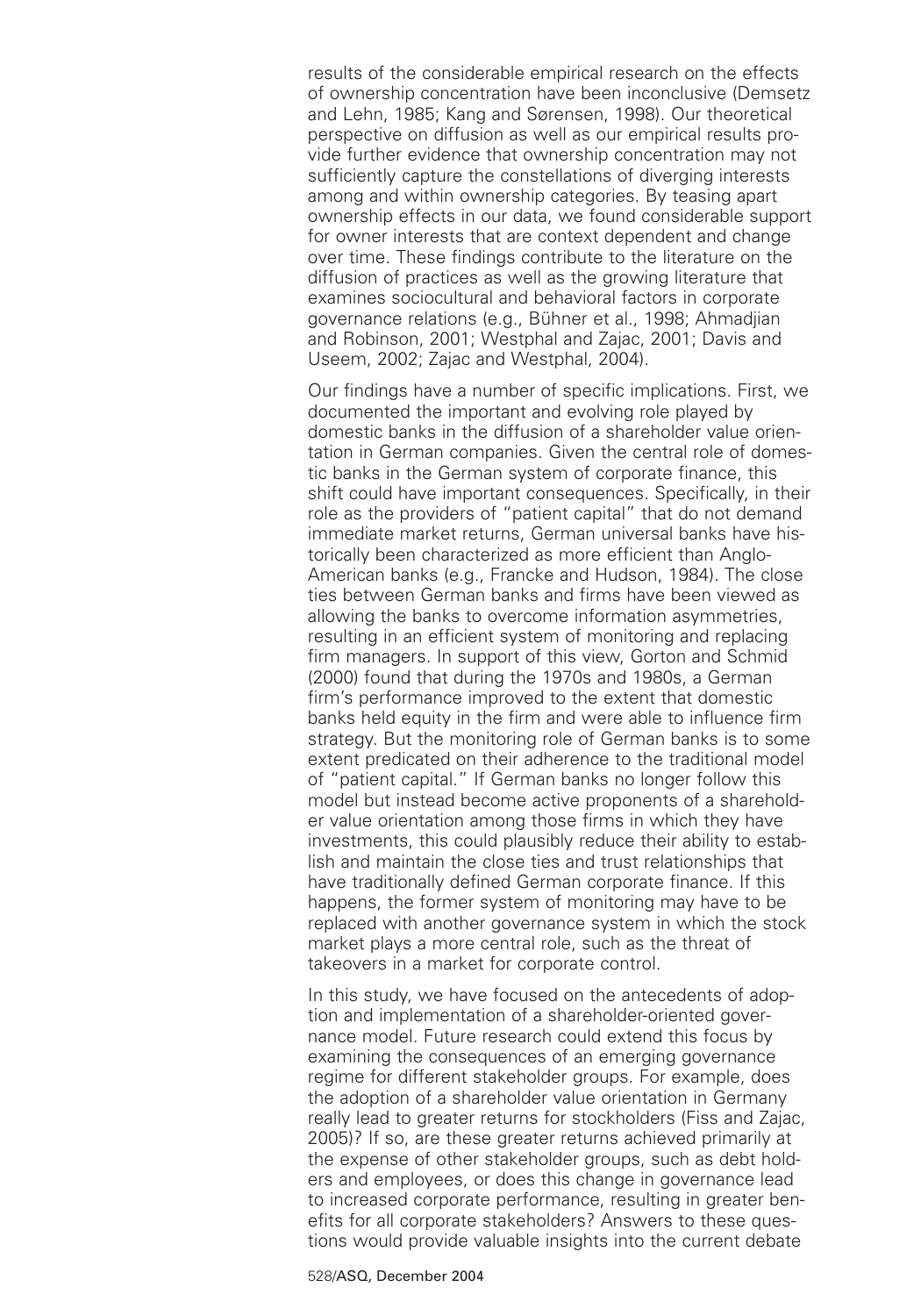results of the considerable empirical research on the effects of ownership concentration have been inconclusive (Demsetz and Lehn, 1985; Kang and Sørensen, 1998). Our theoretical perspective on diffusion as well as our empirical results provide further evidence that ownership concentration may not sufficiently capture the constellations of diverging interests among and within ownership categories. By teasing apart ownership effects in our data, we found considerable support for owner interests that are context dependent and change over time. These findings contribute to the literature on the diffusion of practices as well as the growing literature that examines sociocultural and behavioral factors in corporate governance relations (e.g., Bühner et al., 1998; Ahmadjian and Robinson, 2001; Westphal and Zajac, 2001; Davis and Useem, 2002; Zajac and Westphal, 2004).

Our findings have a number of specific implications. First, we documented the important and evolving role played by domestic banks in the diffusion of a shareholder value orientation in German companies. Given the central role of domestic banks in the German system of corporate finance, this shift could have important consequences. Specifically, in their role as the providers of "patient capital" that do not demand immediate market returns, German universal banks have historically been characterized as more efficient than Anglo-American banks (e.g., Francke and Hudson, 1984). The close ties between German banks and firms have been viewed as allowing the banks to overcome information asymmetries, resulting in an efficient system of monitoring and replacing firm managers. In support of this view, Gorton and Schmid (2000) found that during the 1970s and 1980s, a German firm's performance improved to the extent that domestic banks held equity in the firm and were able to influence firm strategy. But the monitoring role of German banks is to some extent predicated on their adherence to the traditional model of "patient capital." If German banks no longer follow this model but instead become active proponents of a shareholder value orientation among those firms in which they have investments, this could plausibly reduce their ability to establish and maintain the close ties and trust relationships that have traditionally defined German corporate finance. If this happens, the former system of monitoring may have to be replaced with another governance system in which the stock market plays a more central role, such as the threat of takeovers in a market for corporate control.

In this study, we have focused on the antecedents of adoption and implementation of a shareholder-oriented governance model. Future research could extend this focus by examining the consequences of an emerging governance regime for different stakeholder groups. For example, does the adoption of a shareholder value orientation in Germany really lead to greater returns for stockholders (Fiss and Zajac, 2005)? If so, are these greater returns achieved primarily at the expense of other stakeholder groups, such as debt holders and employees, or does this change in governance lead to increased corporate performance, resulting in greater benefits for all corporate stakeholders? Answers to these questions would provide valuable insights into the current debate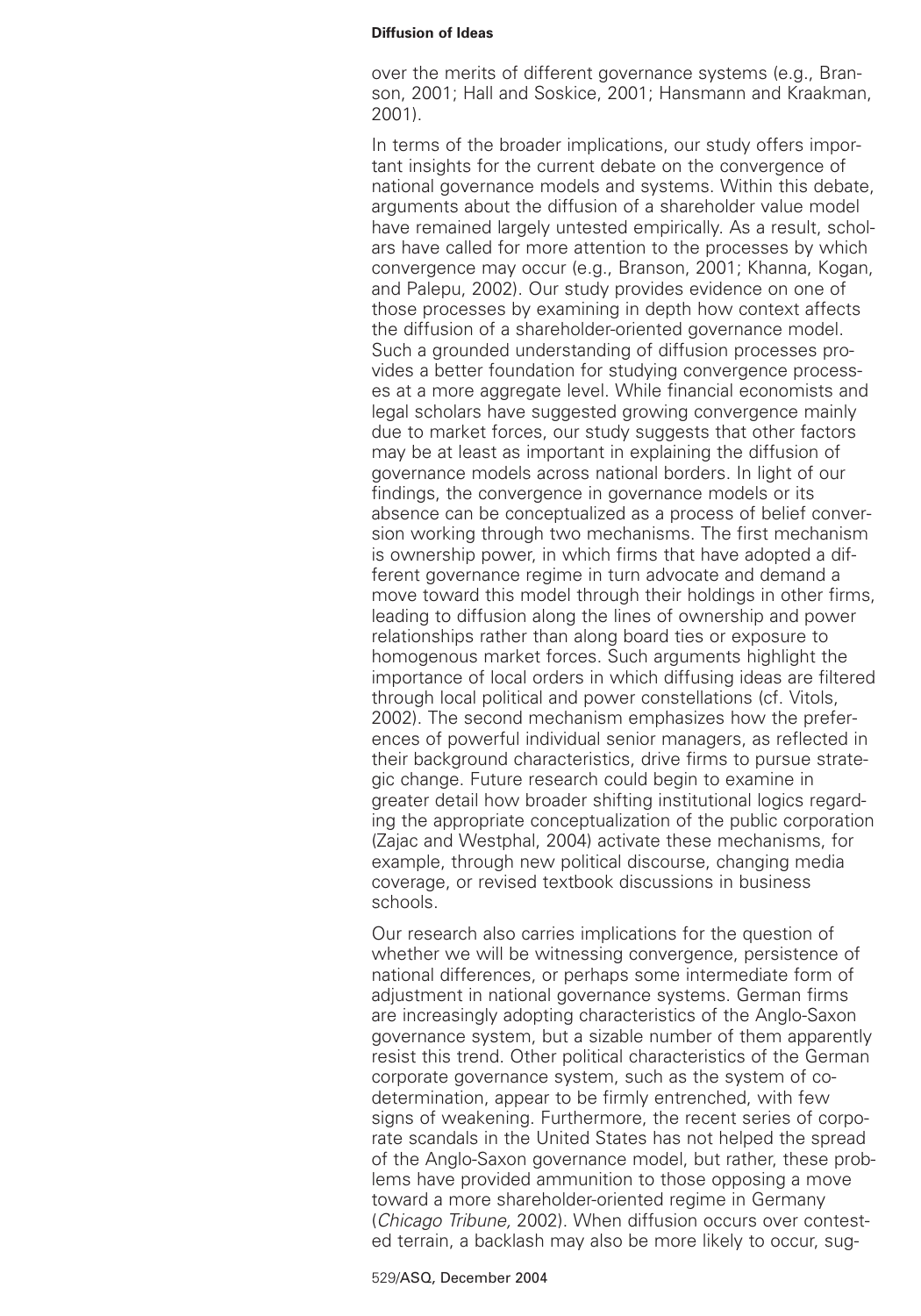over the merits of different governance systems (e.g., Branson, 2001; Hall and Soskice, 2001; Hansmann and Kraakman, 2001).

In terms of the broader implications, our study offers important insights for the current debate on the convergence of national governance models and systems. Within this debate, arguments about the diffusion of a shareholder value model have remained largely untested empirically. As a result, scholars have called for more attention to the processes by which convergence may occur (e.g., Branson, 2001; Khanna, Kogan, and Palepu, 2002). Our study provides evidence on one of those processes by examining in depth how context affects the diffusion of a shareholder-oriented governance model. Such a grounded understanding of diffusion processes provides a better foundation for studying convergence processes at a more aggregate level. While financial economists and legal scholars have suggested growing convergence mainly due to market forces, our study suggests that other factors may be at least as important in explaining the diffusion of governance models across national borders. In light of our findings, the convergence in governance models or its absence can be conceptualized as a process of belief conversion working through two mechanisms. The first mechanism is ownership power, in which firms that have adopted a different governance regime in turn advocate and demand a move toward this model through their holdings in other firms, leading to diffusion along the lines of ownership and power relationships rather than along board ties or exposure to homogenous market forces. Such arguments highlight the importance of local orders in which diffusing ideas are filtered through local political and power constellations (cf. Vitols, 2002). The second mechanism emphasizes how the preferences of powerful individual senior managers, as reflected in their background characteristics, drive firms to pursue strategic change. Future research could begin to examine in greater detail how broader shifting institutional logics regarding the appropriate conceptualization of the public corporation (Zajac and Westphal, 2004) activate these mechanisms, for example, through new political discourse, changing media coverage, or revised textbook discussions in business schools.

Our research also carries implications for the question of whether we will be witnessing convergence, persistence of national differences, or perhaps some intermediate form of adjustment in national governance systems. German firms are increasingly adopting characteristics of the Anglo-Saxon governance system, but a sizable number of them apparently resist this trend. Other political characteristics of the German corporate governance system, such as the system of codetermination, appear to be firmly entrenched, with few signs of weakening. Furthermore, the recent series of corporate scandals in the United States has not helped the spread of the Anglo-Saxon governance model, but rather, these problems have provided ammunition to those opposing a move toward a more shareholder-oriented regime in Germany (*Chicago Tribune,* 2002). When diffusion occurs over contested terrain, a backlash may also be more likely to occur, sug-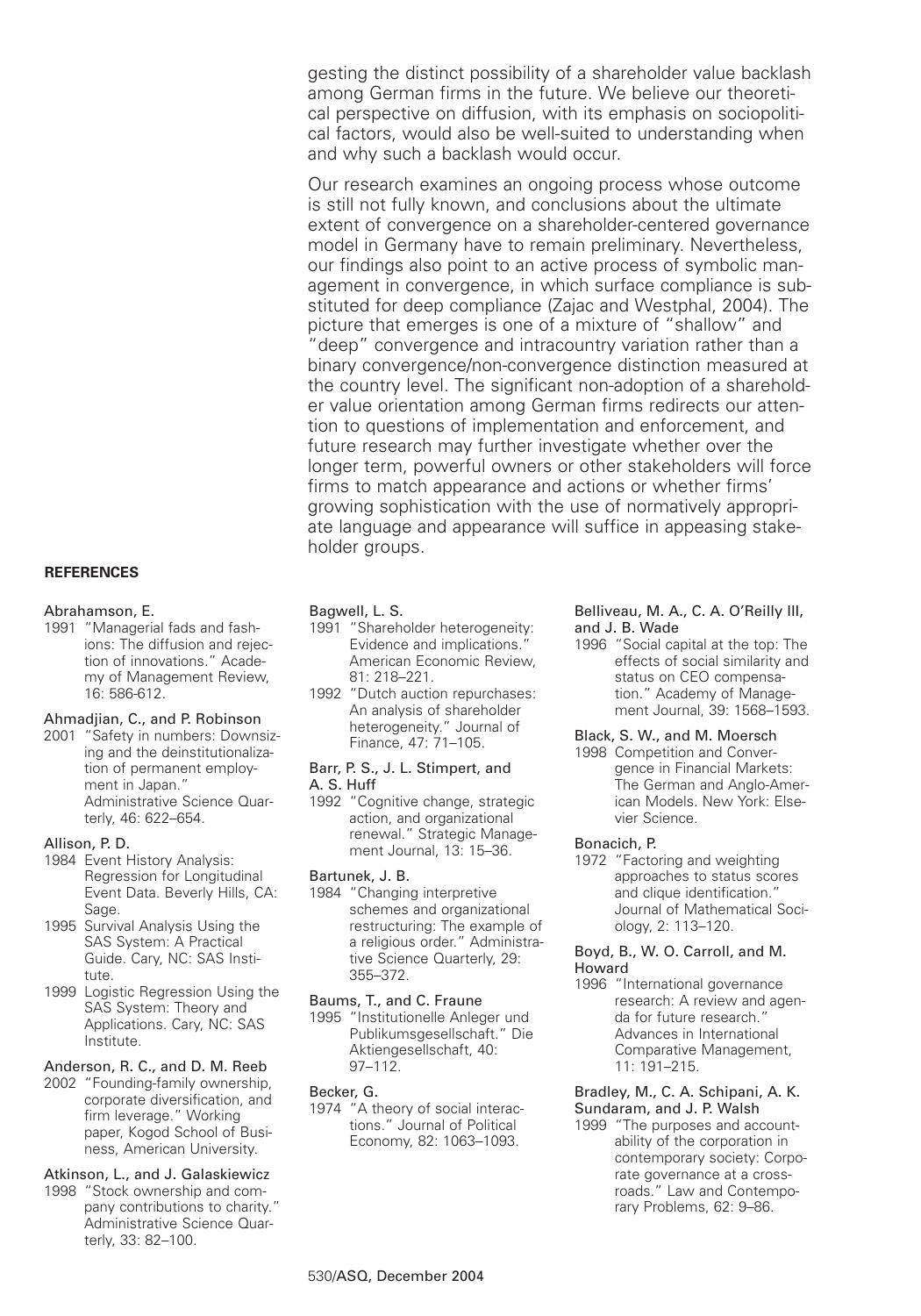gesting the distinct possibility of a shareholder value backlash among German firms in the future. We believe our theoretical perspective on diffusion, with its emphasis on sociopolitical factors, would also be well-suited to understanding when and why such a backlash would occur.

Our research examines an ongoing process whose outcome is still not fully known, and conclusions about the ultimate extent of convergence on a shareholder-centered governance model in Germany have to remain preliminary. Nevertheless, our findings also point to an active process of symbolic management in convergence, in which surface compliance is substituted for deep compliance (Zajac and Westphal, 2004). The picture that emerges is one of a mixture of "shallow" and "deep" convergence and intracountry variation rather than a binary convergence/non-convergence distinction measured at the country level. The significant non-adoption of a shareholder value orientation among German firms redirects our attention to questions of implementation and enforcement, and future research may further investigate whether over the longer term, powerful owners or other stakeholders will force firms to match appearance and actions or whether firms' growing sophistication with the use of normatively appropriate language and appearance will suffice in appeasing stakeholder groups.

**REFERENCES**

Abrahamson, E.
1991 "Managerial fads and fashions: The diffusion and rejection of innovations." Academy of Management Review, 16: 586-612.

Ahmadjian, C., and P. Robinson
2001 "Safety in numbers: Downsizing and the deinstitutionalization of permanent employment in Japan." Administrative Science Quarterly, 46: 622–654.

Allison, P. D.
1984 Event History Analysis: Regression for Longitudinal Event Data. Beverly Hills, CA: Sage.
1995 Survival Analysis Using the SAS System: A Practical Guide. Cary, NC: SAS Institute.
1999 Logistic Regression Using the SAS System: Theory and Applications. Cary, NC: SAS Institute.

Anderson, R. C., and D. M. Reeb
2002 "Founding-family ownership, corporate diversification, and firm leverage." Working paper, Kogod School of Business, American University.

Atkinson, L., and J. Galaskiewicz
1998 "Stock ownership and company contributions to charity." Administrative Science Quarterly, 33: 82–100.

Bagwell, L. S.
1991 "Shareholder heterogeneity: Evidence and implications." American Economic Review, 81: 218–221.
1992 "Dutch auction repurchases: An analysis of shareholder heterogeneity." Journal of Finance, 47: 71–105.

Barr, P. S., J. L. Stimpert, and A. S. Huff
1992 "Cognitive change, strategic action, and organizational renewal." Strategic Management Journal, 13: 15–36.

Bartunek, J. B.
1984 "Changing interpretive schemes and organizational restructuring: The example of a religious order." Administrative Science Quarterly, 29: 355–372.

Baums, T., and C. Fraune
1995 "Institutionelle Anleger und Publikumsgesellschaft." Die Aktiengesellschaft, 40: 97–112.

Becker, G.
1974 "A theory of social interactions." Journal of Political Economy, 82: 1063–1093.

Belliveau, M. A., C. A. O'Reilly III, and J. B. Wade
1996 "Social capital at the top: The effects of social similarity and status on CEO compensation." Academy of Management Journal, 39: 1568–1593.

Black, S. W., and M. Moersch
1998 Competition and Convergence in Financial Markets: The German and Anglo-American Models. New York: Elsevier Science.

Bonacich, P.
1972 "Factoring and weighting approaches to status scores and clique identification." Journal of Mathematical Sociology, 2: 113–120.

Boyd, B., W. O. Carroll, and M. Howard
1996 "International governance research: A review and agenda for future research." Advances in International Comparative Management, 11: 191–215.

Bradley, M., C. A. Schipani, A. K. Sundaram, and J. P. Walsh
1999 "The purposes and accountability of the corporation in contemporary society: Corporate governance at a crossroads." Law and Contemporary Problems, 62: 9–86.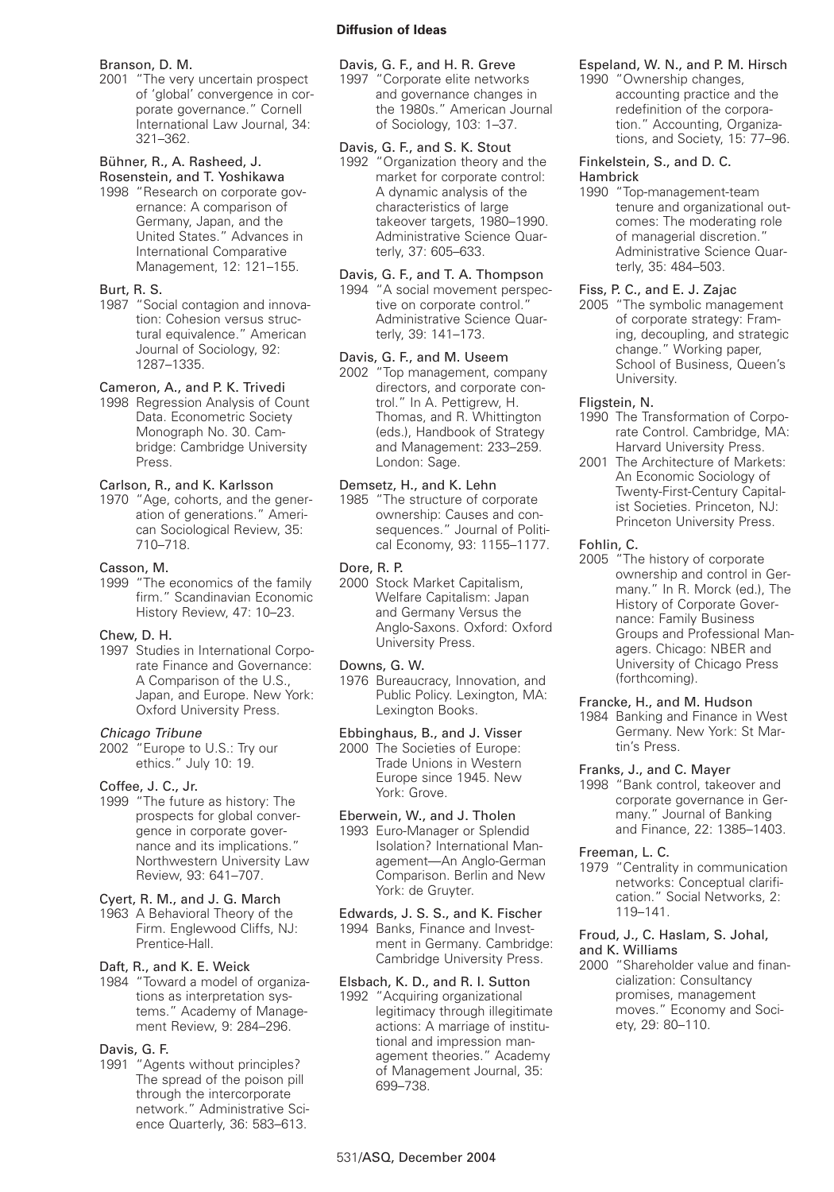Branson, D. M.
2001 "The very uncertain prospect of 'global' convergence in corporate governance." Cornell International Law Journal, 34: 321–362.

Bühner, R., A. Rasheed, J. Rosenstein, and T. Yoshikawa
1998 "Research on corporate governance: A comparison of Germany, Japan, and the United States." Advances in International Comparative Management, 12: 121–155.

Burt, R. S.
1987 "Social contagion and innovation: Cohesion versus structural equivalence." American Journal of Sociology, 92: 1287–1335.

Cameron, A., and P. K. Trivedi
1998 Regression Analysis of Count Data. Econometric Society Monograph No. 30. Cambridge: Cambridge University Press.

Carlson, R., and K. Karlsson
1970 "Age, cohorts, and the generation of generations." American Sociological Review, 35: 710–718.

Casson, M.
1999 "The economics of the family firm." Scandinavian Economic History Review, 47: 10–23.

Chew, D. H.
1997 Studies in International Corporate Finance and Governance: A Comparison of the U.S., Japan, and Europe. New York: Oxford University Press.

*Chicago Tribune*
2002 "Europe to U.S.: Try our ethics." July 10: 19.

Coffee, J. C., Jr.
1999 "The future as history: The prospects for global convergence in corporate governance and its implications." Northwestern University Law Review, 93: 641–707.

Cyert, R. M., and J. G. March
1963 A Behavioral Theory of the Firm. Englewood Cliffs, NJ: Prentice-Hall.

Daft, R., and K. E. Weick
1984 "Toward a model of organizations as interpretation systems." Academy of Management Review, 9: 284–296.

Davis, G. F.
1991 "Agents without principles? The spread of the poison pill through the intercorporate network." Administrative Science Quarterly, 36: 583–613.

Davis, G. F., and H. R. Greve
1997 "Corporate elite networks and governance changes in the 1980s." American Journal of Sociology, 103: 1–37.

Davis, G. F., and S. K. Stout
1992 "Organization theory and the market for corporate control: A dynamic analysis of the characteristics of large takeover targets, 1980–1990. Administrative Science Quarterly, 37: 605–633.

Davis, G. F., and T. A. Thompson
1994 "A social movement perspective on corporate control." Administrative Science Quarterly, 39: 141–173.

Davis, G. F., and M. Useem
2002 "Top management, company directors, and corporate control." In A. Pettigrew, H. Thomas, and R. Whittington (eds.), Handbook of Strategy and Management: 233–259. London: Sage.

Demsetz, H., and K. Lehn
1985 "The structure of corporate ownership: Causes and consequences." Journal of Political Economy, 93: 1155–1177.

Dore, R. P.
2000 Stock Market Capitalism, Welfare Capitalism: Japan and Germany Versus the Anglo-Saxons. Oxford: Oxford University Press.

Downs, G. W.
1976 Bureaucracy, Innovation, and Public Policy. Lexington, MA: Lexington Books.

Ebbinghaus, B., and J. Visser
2000 The Societies of Europe: Trade Unions in Western Europe since 1945. New York: Grove.

Eberwein, W., and J. Tholen
1993 Euro-Manager or Splendid Isolation? International Management—An Anglo-German Comparison. Berlin and New York: de Gruyter.

Edwards, J. S. S., and K. Fischer
1994 Banks, Finance and Investment in Germany. Cambridge: Cambridge University Press.

Elsbach, K. D., and R. I. Sutton
1992 "Acquiring organizational legitimacy through illegitimate actions: A marriage of institutional and impression management theories." Academy of Management Journal, 35: 699–738.

Espeland, W. N., and P. M. Hirsch
1990 "Ownership changes, accounting practice and the redefinition of the corporation." Accounting, Organizations, and Society, 15: 77–96.

Finkelstein, S., and D. C. Hambrick
1990 "Top-management-team tenure and organizational outcomes: The moderating role of managerial discretion." Administrative Science Quarterly, 35: 484–503.

Fiss, P. C., and E. J. Zajac
2005 "The symbolic management of corporate strategy: Framing, decoupling, and strategic change." Working paper, School of Business, Queen's University.

Fligstein, N.
1990 The Transformation of Corporate Control. Cambridge, MA: Harvard University Press.
2001 The Architecture of Markets: An Economic Sociology of Twenty-First-Century Capitalist Societies. Princeton, NJ: Princeton University Press.

Fohlin, C.
2005 "The history of corporate ownership and control in Germany." In R. Morck (ed.), The History of Corporate Governance: Family Business Groups and Professional Managers. Chicago: NBER and University of Chicago Press (forthcoming).

Francke, H., and M. Hudson
1984 Banking and Finance in West Germany. New York: St Martin's Press.

Franks, J., and C. Mayer
1998 "Bank control, takeover and corporate governance in Germany." Journal of Banking and Finance, 22: 1385–1403.

Freeman, L. C.
1979 "Centrality in communication networks: Conceptual clarification." Social Networks, 2: 119–141.

Froud, J., C. Haslam, S. Johal, and K. Williams
2000 "Shareholder value and financialization: Consultancy promises, management moves." Economy and Society, 29: 80–110.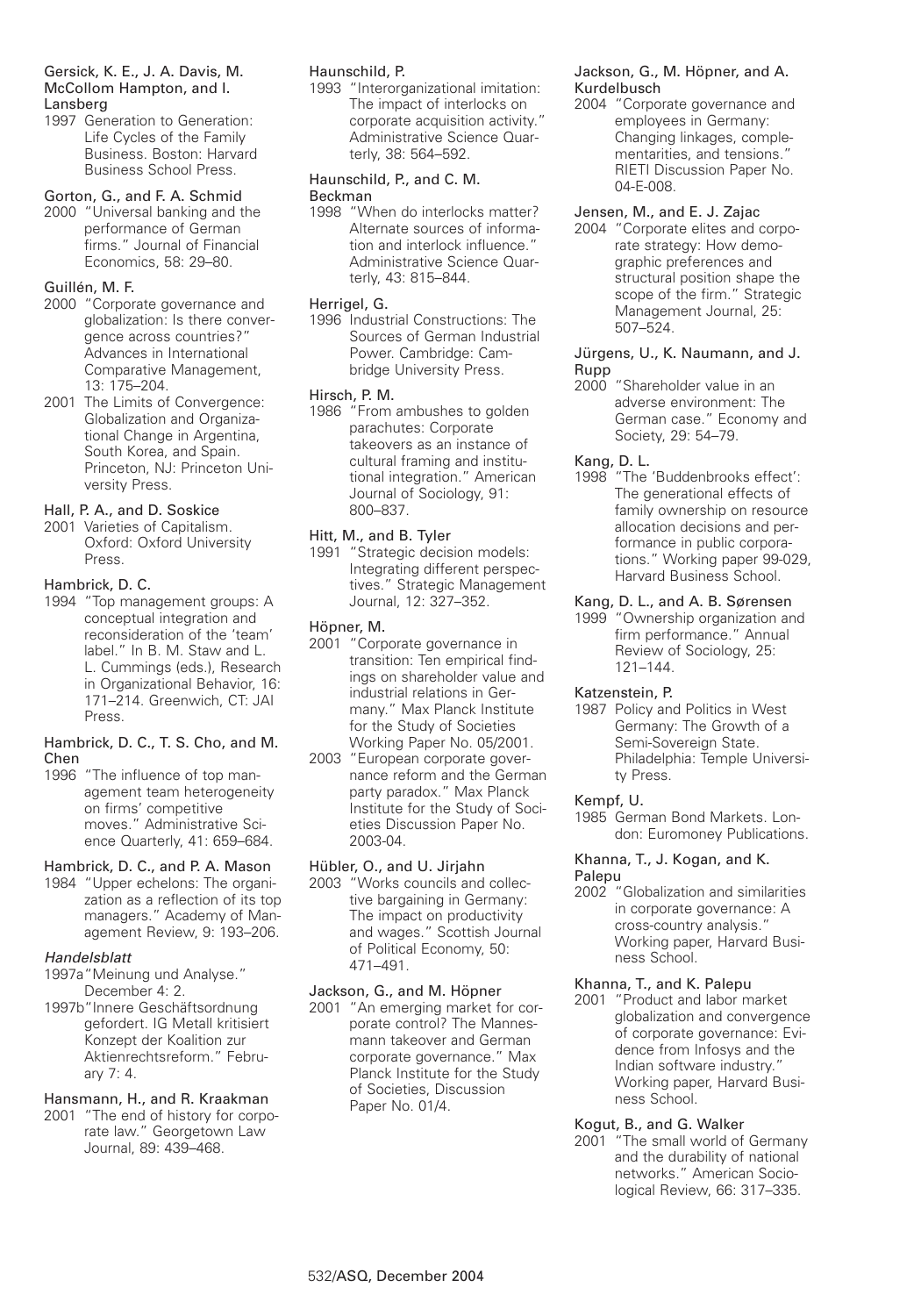Gersick, K. E., J. A. Davis, M. McCollom Hampton, and I. Lansberg

1997 Generation to Generation: Life Cycles of the Family Business. Boston: Harvard Business School Press.

Gorton, G., and F. A. Schmid

2000 "Universal banking and the performance of German firms." Journal of Financial Economics, 58: 29–80.

Guillén, M. F.

2000 "Corporate governance and globalization: Is there convergence across countries?" Advances in International Comparative Management, 13: 175–204.

2001 The Limits of Convergence: Globalization and Organizational Change in Argentina, South Korea, and Spain. Princeton, NJ: Princeton University Press.

Hall, P. A., and D. Soskice

2001 Varieties of Capitalism. Oxford: Oxford University Press.

Hambrick, D. C.

1994 "Top management groups: A conceptual integration and reconsideration of the 'team' label." In B. M. Staw and L. L. Cummings (eds.), Research in Organizational Behavior, 16: 171–214. Greenwich, CT: JAI Press.

Hambrick, D. C., T. S. Cho, and M. Chen

1996 "The influence of top management team heterogeneity on firms' competitive moves." Administrative Science Quarterly, 41: 659–684.

Hambrick, D. C., and P. A. Mason

1984 "Upper echelons: The organization as a reflection of its top managers." Academy of Management Review, 9: 193–206.

*Handelsblatt*

1997a "Meinung und Analyse." December 4: 2.

1997b "Innere Geschäftsordnung gefordert. IG Metall kritisiert Konzept der Koalition zur Aktienrechtsreform." February 7: 4.

Hansmann, H., and R. Kraakman

2001 "The end of history for corporate law." Georgetown Law Journal, 89: 439–468.

Haunschild, P.

1993 "Interorganizational imitation: The impact of interlocks on corporate acquisition activity." Administrative Science Quarterly, 38: 564–592.

Haunschild, P., and C. M. Beckman

1998 "When do interlocks matter? Alternate sources of information and interlock influence." Administrative Science Quarterly, 43: 815–844.

Herrigel, G.

1996 Industrial Constructions: The Sources of German Industrial Power. Cambridge: Cambridge University Press.

Hirsch, P. M.

1986 "From ambushes to golden parachutes: Corporate takeovers as an instance of cultural framing and institutional integration." American Journal of Sociology, 91: 800–837.

Hitt, M., and B. Tyler

1991 "Strategic decision models: Integrating different perspectives." Strategic Management Journal, 12: 327–352.

Höpner, M.

2001 "Corporate governance in transition: Ten empirical findings on shareholder value and industrial relations in Germany." Max Planck Institute for the Study of Societies Working Paper No. 05/2001.

2003 "European corporate governance reform and the German party paradox." Max Planck Institute for the Study of Societies Discussion Paper No. 2003-04.

Hübler, O., and U. Jirjahn

2003 "Works councils and collective bargaining in Germany: The impact on productivity and wages." Scottish Journal of Political Economy, 50: 471–491.

Jackson, G., and M. Höpner

2001 "An emerging market for corporate control? The Mannesmann takeover and German corporate governance." Max Planck Institute for the Study of Societies, Discussion Paper No. 01/4.

Jackson, G., M. Höpner, and A. Kurdelbusch

2004 "Corporate governance and employees in Germany: Changing linkages, complementarities, and tensions." RIETI Discussion Paper No. 04-E-008.

Jensen, M., and E. J. Zajac

2004 "Corporate elites and corporate strategy: How demographic preferences and structural position shape the scope of the firm." Strategic Management Journal, 25: 507–524.

Jürgens, U., K. Naumann, and J. Rupp

2000 "Shareholder value in an adverse environment: The German case." Economy and Society, 29: 54–79.

Kang, D. L.

1998 "The 'Buddenbrooks effect': The generational effects of family ownership on resource allocation decisions and performance in public corporations." Working paper 99-029, Harvard Business School.

Kang, D. L., and A. B. Sørensen

1999 "Ownership organization and firm performance." Annual Review of Sociology, 25: 121–144.

Katzenstein, P.

1987 Policy and Politics in West Germany: The Growth of a Semi-Sovereign State. Philadelphia: Temple University Press.

Kempf, U.

1985 German Bond Markets. London: Euromoney Publications.

Khanna, T., J. Kogan, and K. Palepu

2002 "Globalization and similarities in corporate governance: A cross-country analysis." Working paper, Harvard Business School.

Khanna, T., and K. Palepu

2001 "Product and labor market globalization and convergence of corporate governance: Evidence from Infosys and the Indian software industry." Working paper, Harvard Business School.

Kogut, B., and G. Walker

2001 "The small world of Germany and the durability of national networks." American Sociological Review, 66: 317–335.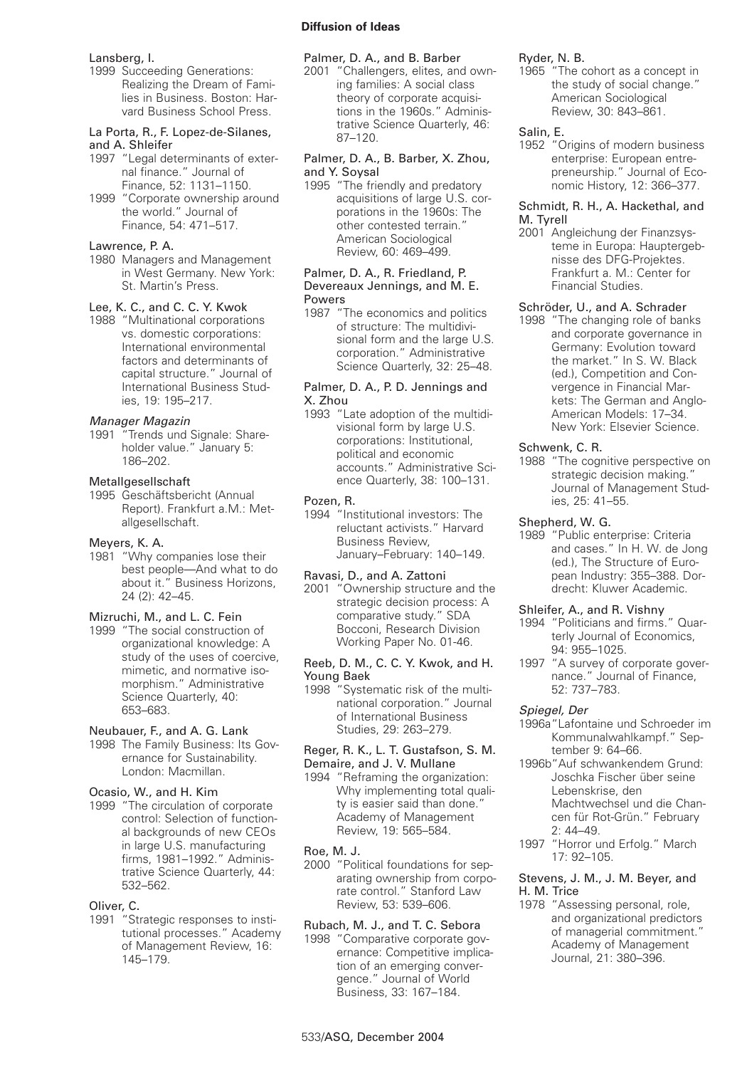Lansberg, I.

1999 Succeeding Generations: Realizing the Dream of Families in Business. Boston: Harvard Business School Press.

La Porta, R., F. Lopez-de-Silanes, and A. Shleifer

1997 "Legal determinants of external finance." Journal of Finance, 52: 1131–1150.

1999 "Corporate ownership around the world." Journal of Finance, 54: 471–517.

Lawrence, P. A.

1980 Managers and Management in West Germany. New York: St. Martin's Press.

Lee, K. C., and C. C. Y. Kwok

1988 "Multinational corporations vs. domestic corporations: International environmental factors and determinants of capital structure." Journal of International Business Studies, 19: 195–217.

*Manager Magazin*

1991 "Trends und Signale: Shareholder value." January 5: 186–202.

Metallgesellschaft

1995 Geschäftsbericht (Annual Report). Frankfurt a.M.: Metallgesellschaft.

Meyers, K. A.

1981 "Why companies lose their best people—And what to do about it." Business Horizons, 24 (2): 42–45.

Mizruchi, M., and L. C. Fein

1999 "The social construction of organizational knowledge: A study of the uses of coercive, mimetic, and normative isomorphism." Administrative Science Quarterly, 40: 653–683.

Neubauer, F., and A. G. Lank

1998 The Family Business: Its Governance for Sustainability. London: Macmillan.

Ocasio, W., and H. Kim

1999 "The circulation of corporate control: Selection of functional backgrounds of new CEOs in large U.S. manufacturing firms, 1981–1992." Administrative Science Quarterly, 44: 532–562.

Oliver, C.

1991 "Strategic responses to institutional processes." Academy of Management Review, 16: 145–179.

Palmer, D. A., and B. Barber

2001 "Challengers, elites, and owning families: A social class theory of corporate acquisitions in the 1960s." Administrative Science Quarterly, 46: 87–120.

Palmer, D. A., B. Barber, X. Zhou, and Y. Soysal

1995 "The friendly and predatory acquisitions of large U.S. corporations in the 1960s: The other contested terrain." American Sociological Review, 60: 469–499.

Palmer, D. A., R. Friedland, P. Devereaux Jennings, and M. E. Powers

1987 "The economics and politics of structure: The multidivisional form and the large U.S. corporation." Administrative Science Quarterly, 32: 25–48.

Palmer, D. A., P. D. Jennings and X. Zhou

1993 "Late adoption of the multidivisional form by large U.S. corporations: Institutional, political and economic accounts." Administrative Science Quarterly, 38: 100–131.

Pozen, R.

1994 "Institutional investors: The reluctant activists." Harvard Business Review, January–February: 140–149.

Ravasi, D., and A. Zattoni

2001 "Ownership structure and the strategic decision process: A comparative study." SDA Bocconi, Research Division Working Paper No. 01-46.

Reeb, D. M., C. C. Y. Kwok, and H. Young Baek

1998 "Systematic risk of the multinational corporation." Journal of International Business Studies, 29: 263–279.

Reger, R. K., L. T. Gustafson, S. M. Demaire, and J. V. Mullane

1994 "Reframing the organization: Why implementing total quality is easier said than done." Academy of Management Review, 19: 565–584.

Roe, M. J.

2000 "Political foundations for separating ownership from corporate control." Stanford Law Review, 53: 539–606.

Rubach, M. J., and T. C. Sebora

1998 "Comparative corporate governance: Competitive implication of an emerging convergence." Journal of World Business, 33: 167–184.

Ryder, N. B.

1965 "The cohort as a concept in the study of social change." American Sociological Review, 30: 843–861.

Salin, E.

1952 "Origins of modern business enterprise: European entrepreneurship." Journal of Economic History, 12: 366–377.

Schmidt, R. H., A. Hackethal, and M. Tyrell

2001 Angleichung der Finanzsysteme in Europa: Hauptergebnisse des DFG-Projektes. Frankfurt a. M.: Center for Financial Studies.

Schröder, U., and A. Schrader

1998 "The changing role of banks and corporate governance in Germany: Evolution toward the market." In S. W. Black (ed.), Competition and Convergence in Financial Markets: The German and Anglo-American Models: 17–34. New York: Elsevier Science.

Schwenk, C. R.

1988 "The cognitive perspective on strategic decision making." Journal of Management Studies, 25: 41–55.

Shepherd, W. G.

1989 "Public enterprise: Criteria and cases." In H. W. de Jong (ed.), The Structure of European Industry: 355–388. Dordrecht: Kluwer Academic.

Shleifer, A., and R. Vishny

1994 "Politicians and firms." Quarterly Journal of Economics, 94: 955–1025.

1997 "A survey of corporate governance." Journal of Finance, 52: 737–783.

*Spiegel, Der*

1996a "Lafontaine und Schroeder im Kommunalwahlkampf." September 9: 64–66.

1996b "Auf schwankendem Grund: Joschka Fischer über seine Lebenskrise, den Machtwechsel und die Chancen für Rot-Grün." February 2: 44–49.

1997 "Horror und Erfolg." March 17: 92–105.

Stevens, J. M., J. M. Beyer, and H. M. Trice

1978 "Assessing personal, role, and organizational predictors of managerial commitment." Academy of Management Journal, 21: 380–396.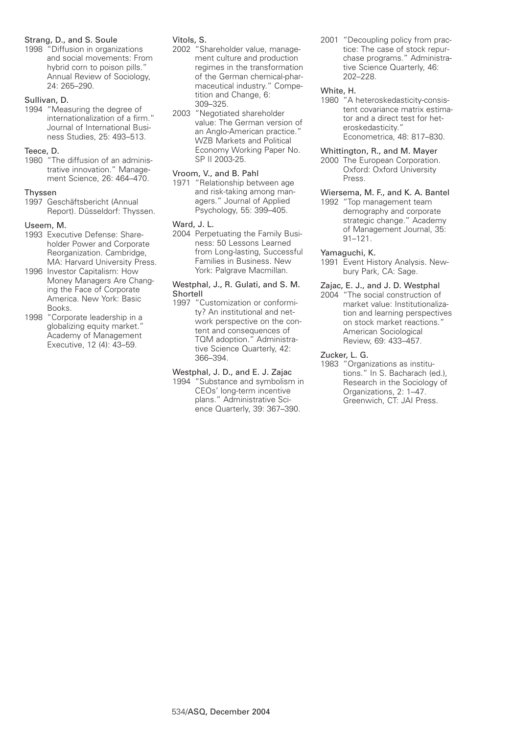Strang, D., and S. Soule
1998 "Diffusion in organizations and social movements: From hybrid corn to poison pills." Annual Review of Sociology, 24: 265–290.

Sullivan, D.
1994 "Measuring the degree of internationalization of a firm." Journal of International Business Studies, 25: 493–513.

Teece, D.
1980 "The diffusion of an administrative innovation." Management Science, 26: 464–470.

Thyssen
1997 Geschäftsbericht (Annual Report). Düsseldorf: Thyssen.

Useem, M.
1993 Executive Defense: Shareholder Power and Corporate Reorganization. Cambridge, MA: Harvard University Press.
1996 Investor Capitalism: How Money Managers Are Changing the Face of Corporate America. New York: Basic Books.
1998 "Corporate leadership in a globalizing equity market." Academy of Management Executive, 12 (4): 43–59.

Vitols, S.
2002 "Shareholder value, management culture and production regimes in the transformation of the German chemical-pharmaceutical industry." Competition and Change, 6: 309–325.
2003 "Negotiated shareholder value: The German version of an Anglo-American practice." WZB Markets and Political Economy Working Paper No. SP II 2003-25.

Vroom, V., and B. Pahl
1971 "Relationship between age and risk-taking among managers." Journal of Applied Psychology, 55: 399–405.

Ward, J. L.
2004 Perpetuating the Family Business: 50 Lessons Learned from Long-lasting, Successful Families in Business. New York: Palgrave Macmillan.

Westphal, J., R. Gulati, and S. M. Shortell
1997 "Customization or conformity? An institutional and network perspective on the content and consequences of TQM adoption." Administrative Science Quarterly, 42: 366–394.

Westphal, J. D., and E. J. Zajac
1994 "Substance and symbolism in CEOs' long-term incentive plans." Administrative Science Quarterly, 39: 367–390.
2001 "Decoupling policy from practice: The case of stock repurchase programs." Administrative Science Quarterly, 46: 202–228.

White, H.
1980 "A heteroskedasticity-consistent covariance matrix estimator and a direct test for heteroskedasticity." Econometrica, 48: 817–830.

Whittington, R., and M. Mayer
2000 The European Corporation. Oxford: Oxford University Press.

Wiersema, M. F., and K. A. Bantel
1992 "Top management team demography and corporate strategic change." Academy of Management Journal, 35: 91–121.

Yamaguchi, K.
1991 Event History Analysis. Newbury Park, CA: Sage.

Zajac, E. J., and J. D. Westphal
2004 "The social construction of market value: Institutionalization and learning perspectives on stock market reactions." American Sociological Review, 69: 433–457.

Zucker, L. G.
1983 "Organizations as institutions." In S. Bacharach (ed.), Research in the Sociology of Organizations, 2: 1–47. Greenwich, CT: JAI Press.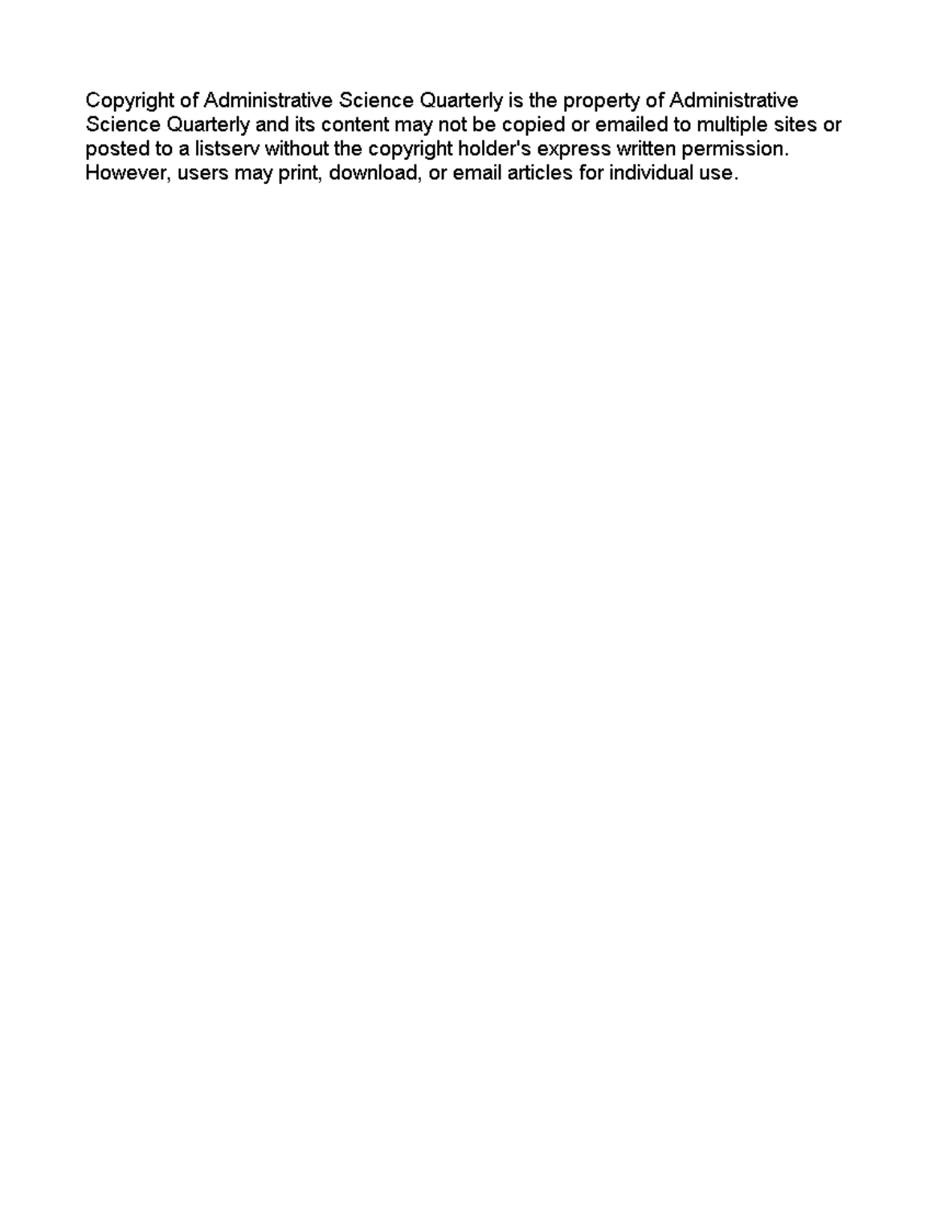Copyright of Administrative Science Quarterly is the property of Administrative Science Quarterly and its content may not be copied or emailed to multiple sites or posted to a listserv without the copyright holder's express written permission. However, users may print, download, or email articles for individual use.